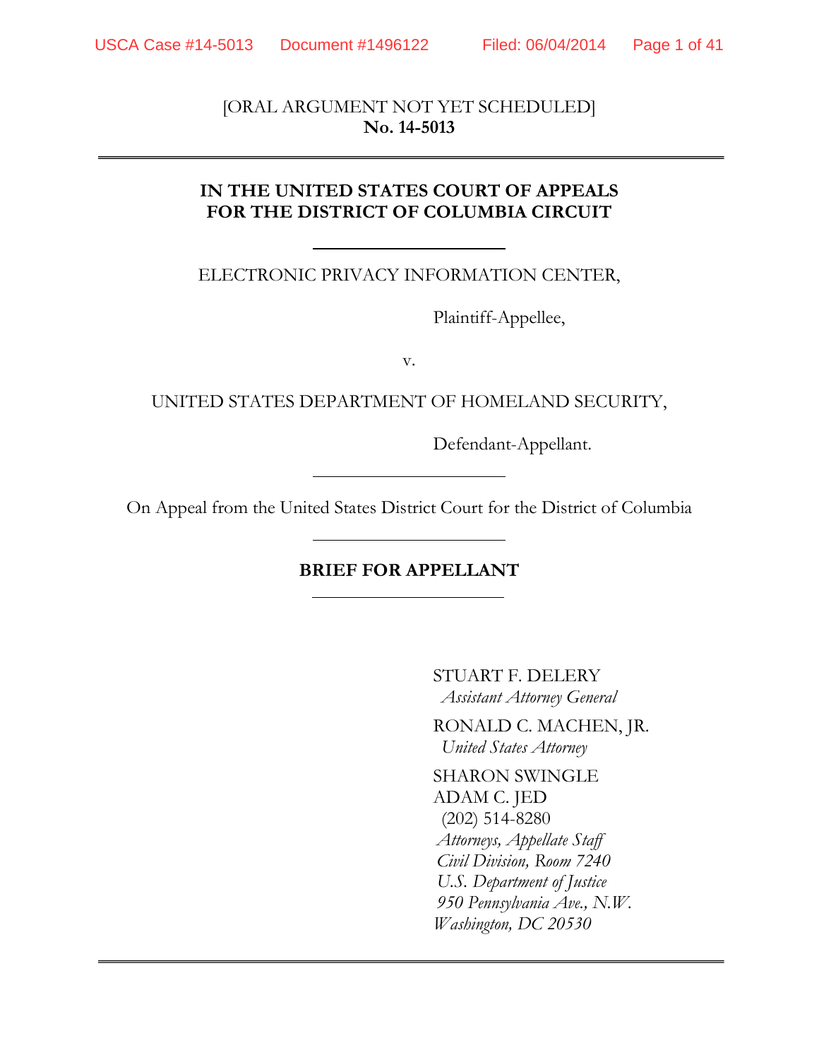[ORAL ARGUMENT NOT YET SCHEDULED]
**No. 14-5013**

---

**IN THE UNITED STATES COURT OF APPEALS FOR THE DISTRICT OF COLUMBIA CIRCUIT**

---

ELECTRONIC PRIVACY INFORMATION CENTER,

Plaintiff-Appellee,

v.

UNITED STATES DEPARTMENT OF HOMELAND SECURITY,

Defendant-Appellant.

---

On Appeal from the United States District Court for the District of Columbia

---

**BRIEF FOR APPELLANT**

---

STUART F. DELERY
*Assistant Attorney General*

RONALD C. MACHEN, JR.
*United States Attorney*

SHARON SWINGLE
ADAM C. JED
(202) 514-8280
*Attorneys, Appellate Staff*
*Civil Division, Room 7240*
*U.S. Department of Justice*
*950 Pennsylvania Ave., N.W.*
*Washington, DC 20530*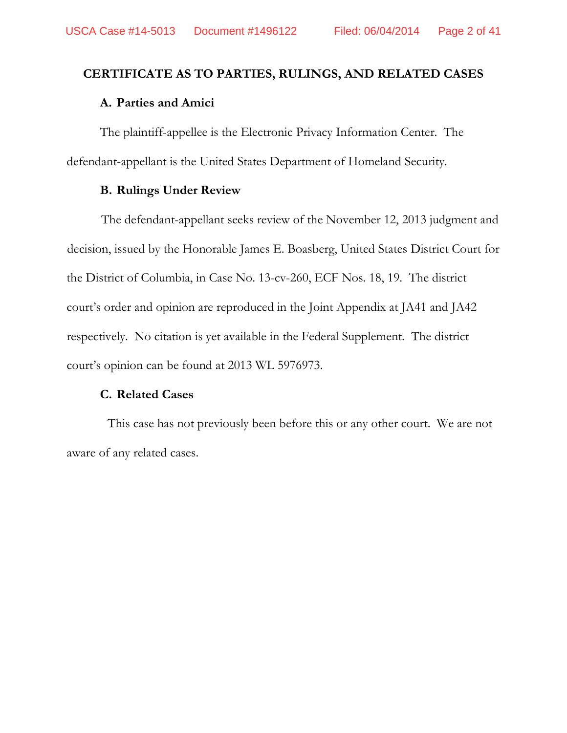# CERTIFICATE AS TO PARTIES, RULINGS, AND RELATED CASES

## A. Parties and Amici

The plaintiff-appellee is the Electronic Privacy Information Center. The defendant-appellant is the United States Department of Homeland Security.

## B. Rulings Under Review

The defendant-appellant seeks review of the November 12, 2013 judgment and decision, issued by the Honorable James E. Boasberg, United States District Court for the District of Columbia, in Case No. 13-cv-260, ECF Nos. 18, 19. The district court's order and opinion are reproduced in the Joint Appendix at JA41 and JA42 respectively. No citation is yet available in the Federal Supplement. The district court's opinion can be found at 2013 WL 5976973.

## C. Related Cases

This case has not previously been before this or any other court. We are not aware of any related cases.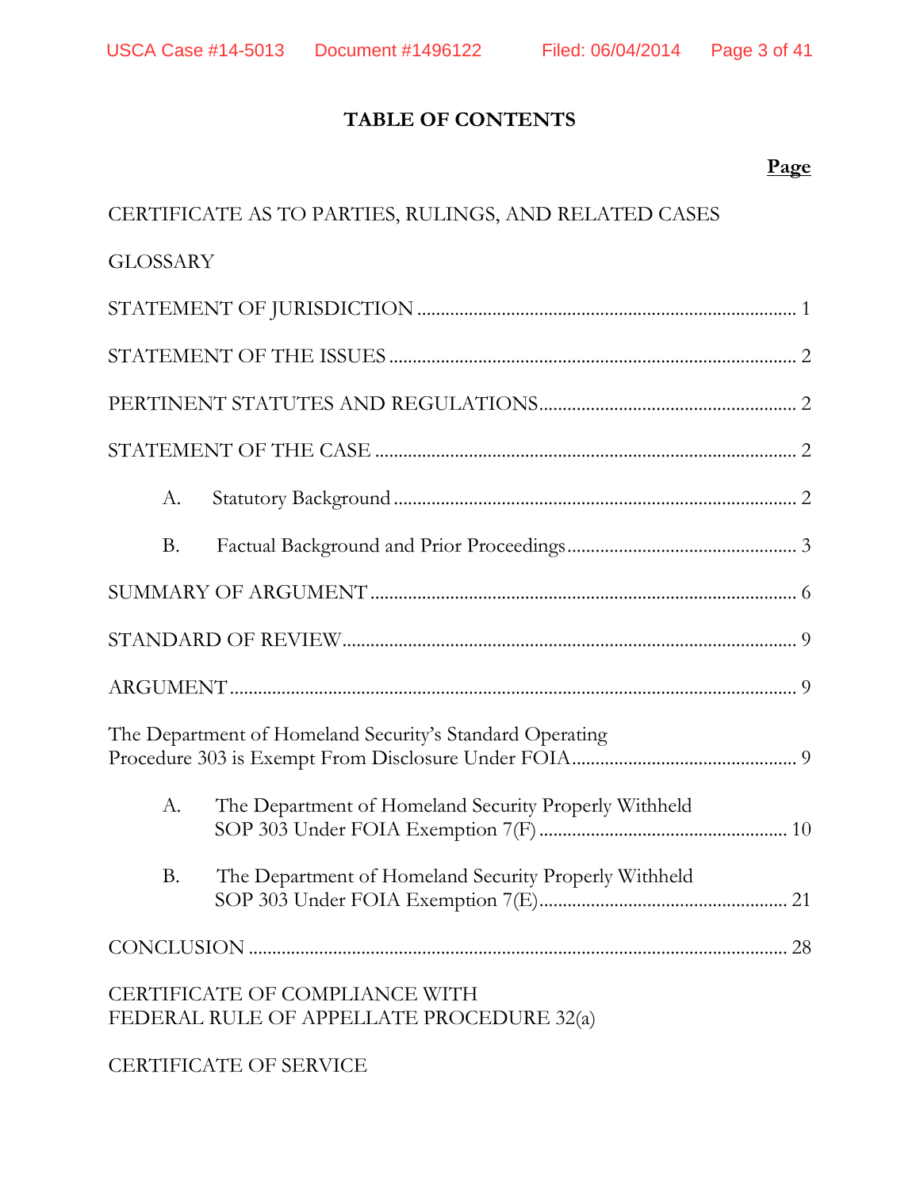# TABLE OF CONTENTS

**Page**

CERTIFICATE AS TO PARTIES, RULINGS, AND RELATED CASES

GLOSSARY

STATEMENT OF JURISDICTION ........................................................................ 1

STATEMENT OF THE ISSUES .......................................................................... 2

PERTINENT STATUTES AND REGULATIONS ................................................. 2

STATEMENT OF THE CASE ............................................................................. 2

- A. Statutory Background ............................................................................ 2
- B. Factual Background and Prior Proceedings .......................................... 3

SUMMARY OF ARGUMENT ............................................................................. 6

STANDARD OF REVIEW .................................................................................. 9

ARGUMENT ....................................................................................................... 9

The Department of Homeland Security's Standard Operating Procedure 303 is Exempt From Disclosure Under FOIA ............................................. 9

- A. The Department of Homeland Security Properly Withheld SOP 303 Under FOIA Exemption 7(F) .................................................... 10
- B. The Department of Homeland Security Properly Withheld SOP 303 Under FOIA Exemption 7(E) .................................................... 21

CONCLUSION ................................................................................................. 28

CERTIFICATE OF COMPLIANCE WITH FEDERAL RULE OF APPELLATE PROCEDURE 32(a)

CERTIFICATE OF SERVICE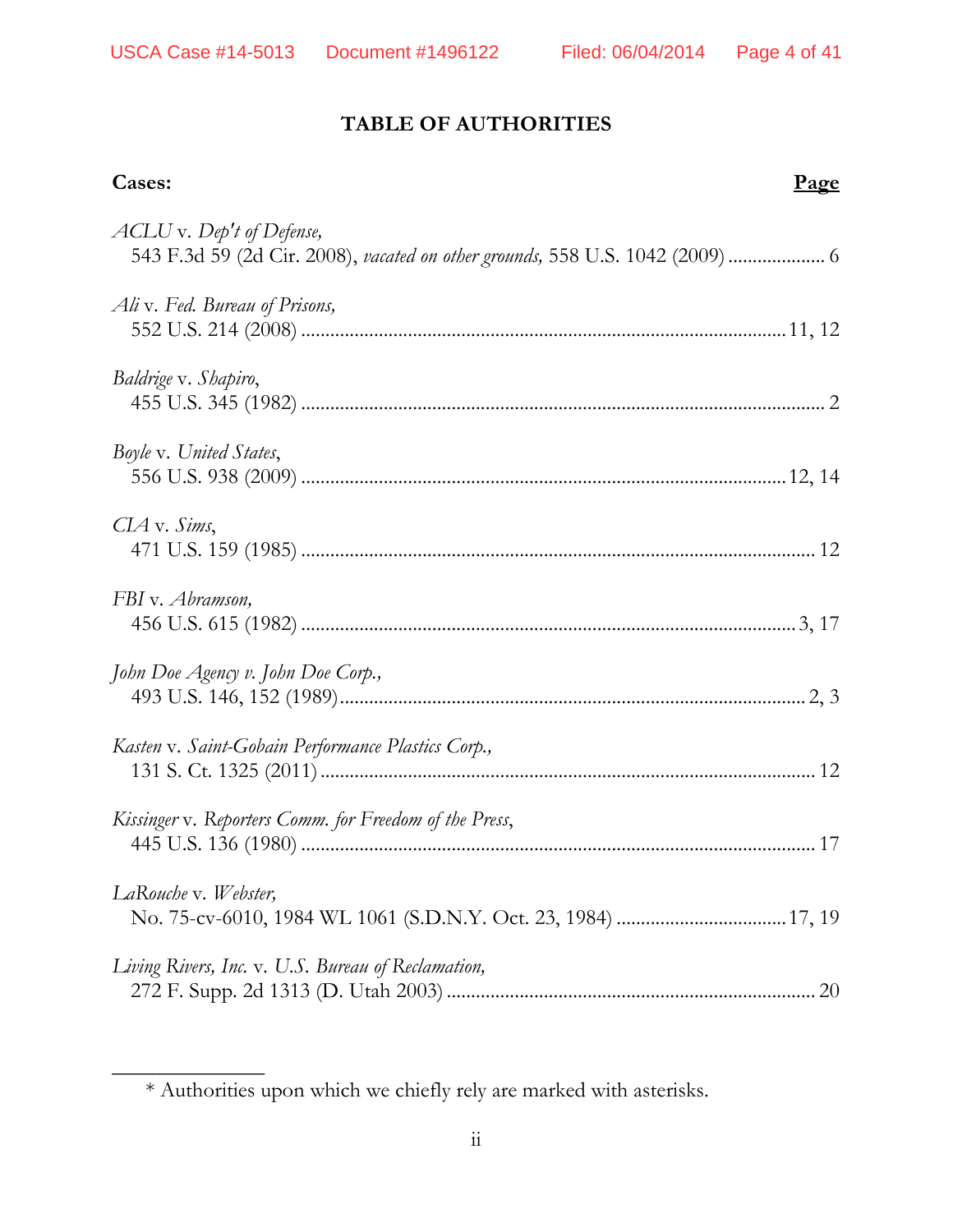# TABLE OF AUTHORITIES

**Cases:** **Page**

*ACLU* v. *Dep't of Defense,*
543 F.3d 59 (2d Cir. 2008), *vacated on other grounds,* 558 U.S. 1042 (2009) .................... 6

*Ali* v. *Fed. Bureau of Prisons,*
552 U.S. 214 (2008) .................................................................................................. 11, 12

*Baldrige* v. *Shapiro*,
455 U.S. 345 (1982) ........................................................................................................ 2

*Boyle* v. *United States*,
556 U.S. 938 (2009) .................................................................................................. 12, 14

*CIA* v. *Sims*,
471 U.S. 159 (1985) ...................................................................................................... 12

*FBI* v. *Abramson,*
456 U.S. 615 (1982) .................................................................................................... 3, 17

*John Doe Agency v. John Doe Corp.,*
493 U.S. 146, 152 (1989) ............................................................................................ 2, 3

*Kasten* v. *Saint-Gobain Performance Plastics Corp.,*
131 S. Ct. 1325 (2011) .................................................................................................. 12

*Kissinger* v. *Reporters Comm. for Freedom of the Press*,
445 U.S. 136 (1980) ...................................................................................................... 17

*LaRouche* v. *Webster,*
No. 75-cv-6010, 1984 WL 1061 (S.D.N.Y. Oct. 23, 1984) .................................. 17, 19

*Living Rivers, Inc.* v. *U.S. Bureau of Reclamation,*
272 F. Supp. 2d 1313 (D. Utah 2003) .......................................................................... 20

---

\* Authorities upon which we chiefly rely are marked with asterisks.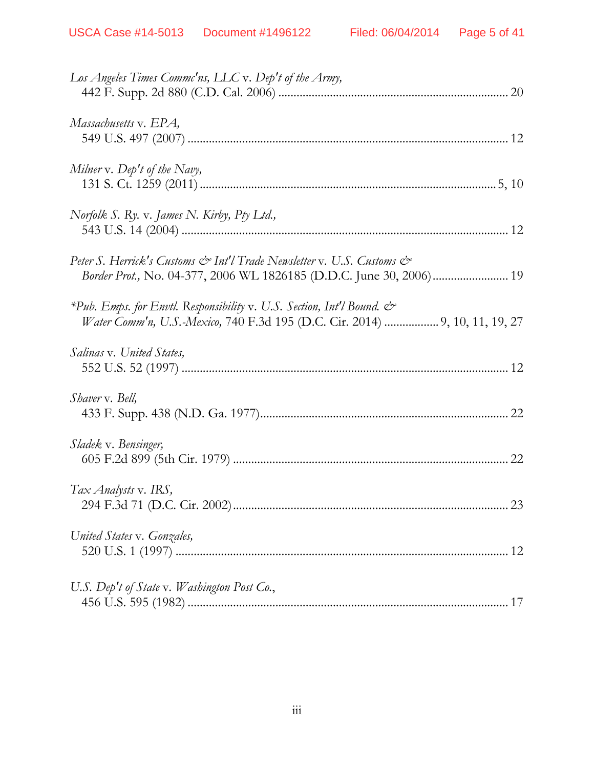*Los Angeles Times Commc'ns, LLC* v. *Dep't of the Army*,
442 F. Supp. 2d 880 (C.D. Cal. 2006) .......................................................................... 20

*Massachusetts* v. *EPA*,
549 U.S. 497 (2007) ....................................................................................................... 12

*Milner* v. *Dep't of the Navy*,
131 S. Ct. 1259 (2011) ............................................................................................... 5, 10

*Norfolk S. Ry.* v. *James N. Kirby, Pty Ltd.*,
543 U.S. 14 (2004) ......................................................................................................... 12

*Peter S. Herrick's Customs & Int'l Trade Newsletter* v. *U.S. Customs & Border Prot.*, No. 04-377, 2006 WL 1826185 (D.D.C. June 30, 2006) ......................... 19

**Pub. Emps. for Envtl. Responsibility* v. *U.S. Section, Int'l Bound. & Water Comm'n, U.S.-Mexico*, 740 F.3d 195 (D.C. Cir. 2014) ................. 9, 10, 11, 19, 27

*Salinas* v. *United States*,
552 U.S. 52 (1997) ......................................................................................................... 12

*Shaver* v. *Bell*,
433 F. Supp. 438 (N.D. Ga. 1977)................................................................................ 22

*Sladek* v. *Bensinger*,
605 F.2d 899 (5th Cir. 1979) ........................................................................................ 22

*Tax Analysts* v. *IRS*,
294 F.3d 71 (D.C. Cir. 2002)......................................................................................... 23

*United States* v. *Gonzales*,
520 U.S. 1 (1997) ........................................................................................................... 12

*U.S. Dep't of State* v. *Washington Post Co.*,
456 U.S. 595 (1982) ....................................................................................................... 17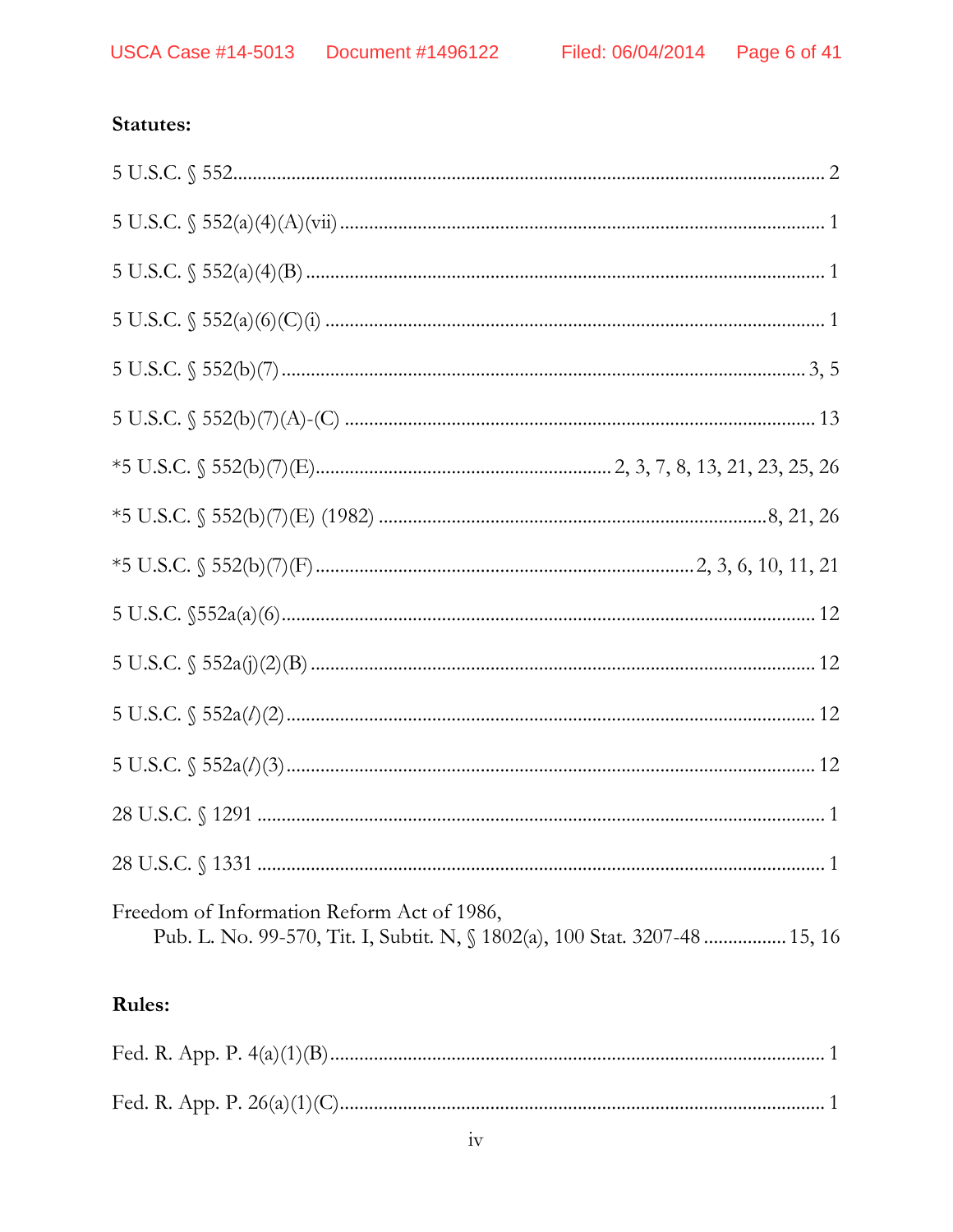**Statutes:**

5 U.S.C. § 552 .......... 2

5 U.S.C. § 552(a)(4)(A)(vii) .......... 1

5 U.S.C. § 552(a)(4)(B) .......... 1

5 U.S.C. § 552(a)(6)(C)(i) .......... 1

5 U.S.C. § 552(b)(7) .......... 3, 5

5 U.S.C. § 552(b)(7)(A)-(C) .......... 13

*5 U.S.C. § 552(b)(7)(E) .......... 2, 3, 7, 8, 13, 21, 23, 25, 26

*5 U.S.C. § 552(b)(7)(E) (1982) .......... 8, 21, 26

*5 U.S.C. § 552(b)(7)(F) .......... 2, 3, 6, 10, 11, 21

5 U.S.C. §552a(a)(6) .......... 12

5 U.S.C. § 552a(j)(2)(B) .......... 12

5 U.S.C. § 552a(*l*)(2) .......... 12

5 U.S.C. § 552a(*l*)(3) .......... 12

28 U.S.C. § 1291 .......... 1

28 U.S.C. § 1331 .......... 1

Freedom of Information Reform Act of 1986,
  Pub. L. No. 99-570, Tit. I, Subtit. N, § 1802(a), 100 Stat. 3207-48 .......... 15, 16

**Rules:**

Fed. R. App. P. 4(a)(1)(B) .......... 1

Fed. R. App. P. 26(a)(1)(C) .......... 1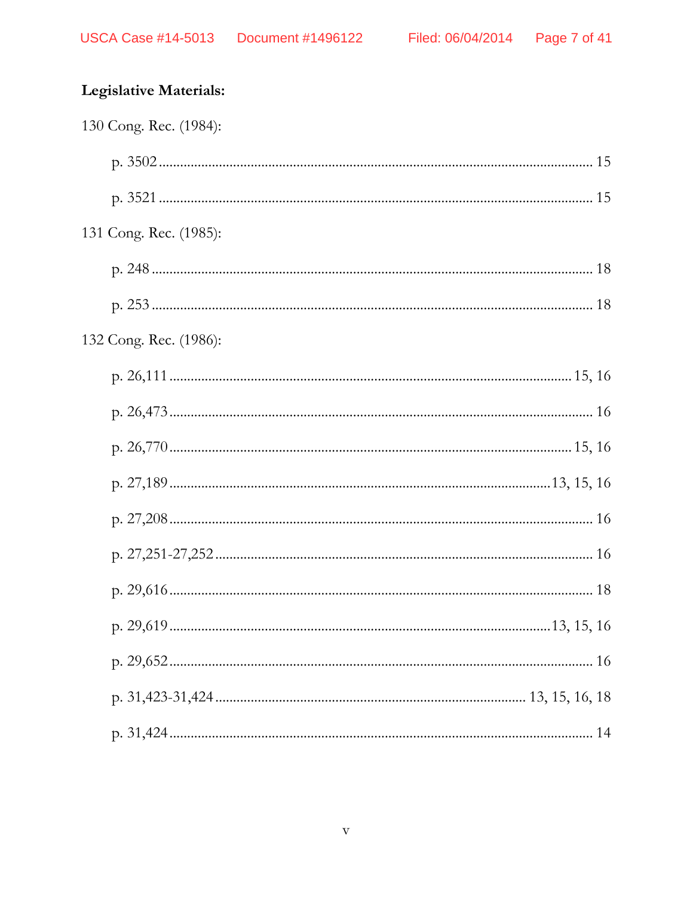**Legislative Materials:**

130 Cong. Rec. (1984):

p. 3502 ............................................................................................................ 15

p. 3521 ............................................................................................................ 15

131 Cong. Rec. (1985):

p. 248 .............................................................................................................. 18

p. 253 .............................................................................................................. 18

132 Cong. Rec. (1986):

p. 26,111 ................................................................................................... 15, 16

p. 26,473 ......................................................................................................... 16

p. 26,770 ................................................................................................... 15, 16

p. 27,189 ............................................................................................. 13, 15, 16

p. 27,208 ......................................................................................................... 16

p. 27,251-27,252 ............................................................................................ 16

p. 29,616 ......................................................................................................... 18

p. 29,619 ............................................................................................. 13, 15, 16

p. 29,652 ......................................................................................................... 16

p. 31,423-31,424 ........................................................................... 13, 15, 16, 18

p. 31,424 ......................................................................................................... 14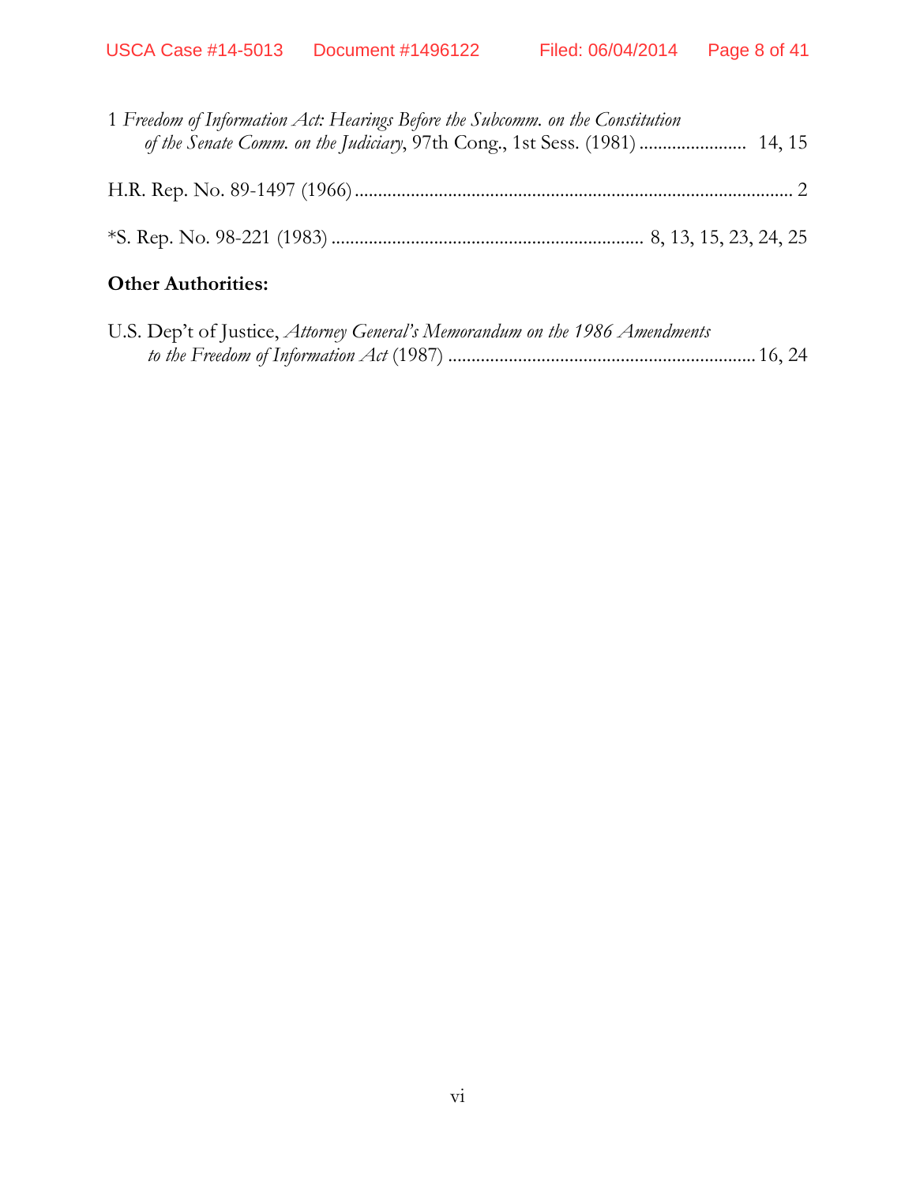1 *Freedom of Information Act: Hearings Before the Subcomm. on the Constitution of the Senate Comm. on the Judiciary*, 97th Cong., 1st Sess. (1981) ........................ 14, 15

H.R. Rep. No. 89-1497 (1966) ........................................................................................ 2

*S. Rep. No. 98-221 (1983) ................................................................. 8, 13, 15, 23, 24, 25

**Other Authorities:**

U.S. Dep't of Justice, *Attorney General's Memorandum on the 1986 Amendments to the Freedom of Information Act* (1987) ................................................................ 16, 24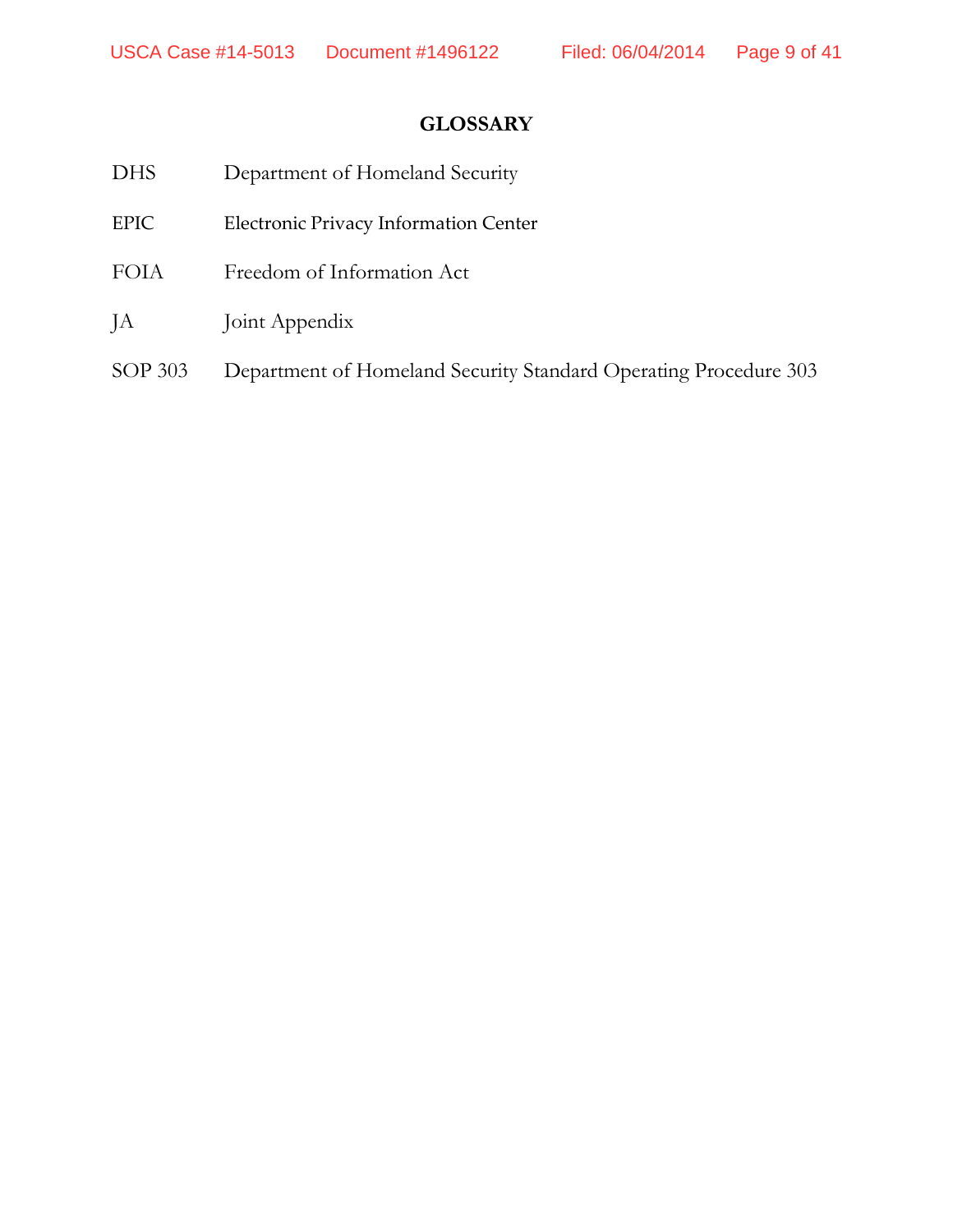# GLOSSARY

| | |
|---|---|
| DHS | Department of Homeland Security |
| EPIC | Electronic Privacy Information Center |
| FOIA | Freedom of Information Act |
| JA | Joint Appendix |
| SOP 303 | Department of Homeland Security Standard Operating Procedure 303 |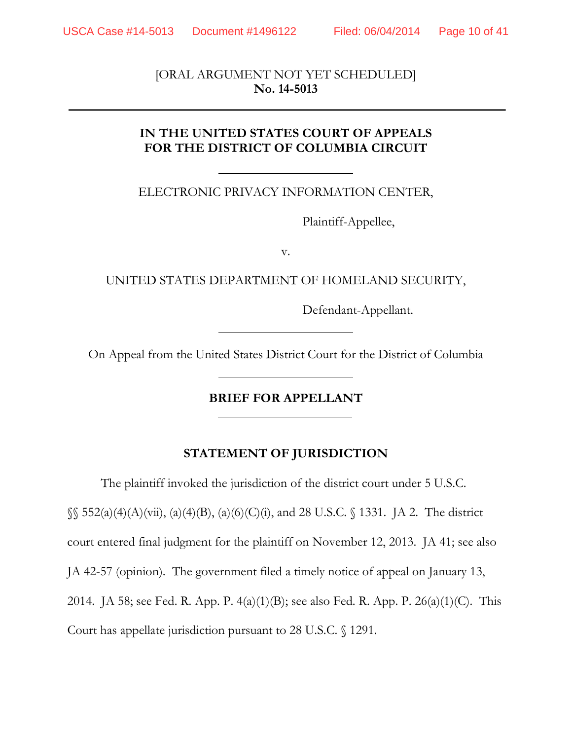[ORAL ARGUMENT NOT YET SCHEDULED]
**No. 14-5013**

---

**IN THE UNITED STATES COURT OF APPEALS
FOR THE DISTRICT OF COLUMBIA CIRCUIT**

---

ELECTRONIC PRIVACY INFORMATION CENTER,

Plaintiff-Appellee,

v.

UNITED STATES DEPARTMENT OF HOMELAND SECURITY,

Defendant-Appellant.

---

On Appeal from the United States District Court for the District of Columbia

---

**BRIEF FOR APPELLANT**

---

## STATEMENT OF JURISDICTION

The plaintiff invoked the jurisdiction of the district court under 5 U.S.C. §§ 552(a)(4)(A)(vii), (a)(4)(B), (a)(6)(C)(i), and 28 U.S.C. § 1331. JA 2. The district court entered final judgment for the plaintiff on November 12, 2013. JA 41; see also JA 42-57 (opinion). The government filed a timely notice of appeal on January 13, 2014. JA 58; see Fed. R. App. P. 4(a)(1)(B); see also Fed. R. App. P. 26(a)(1)(C). This Court has appellate jurisdiction pursuant to 28 U.S.C. § 1291.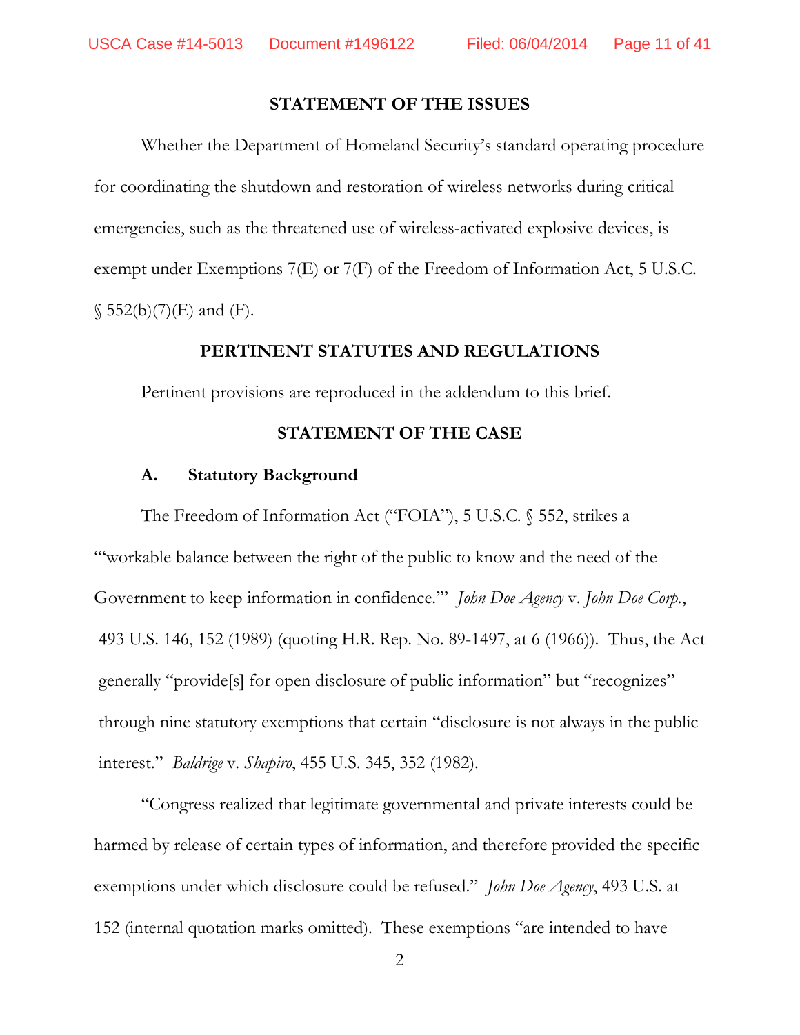## STATEMENT OF THE ISSUES

Whether the Department of Homeland Security's standard operating procedure for coordinating the shutdown and restoration of wireless networks during critical emergencies, such as the threatened use of wireless-activated explosive devices, is exempt under Exemptions 7(E) or 7(F) of the Freedom of Information Act, 5 U.S.C. § 552(b)(7)(E) and (F).

## PERTINENT STATUTES AND REGULATIONS

Pertinent provisions are reproduced in the addendum to this brief.

## STATEMENT OF THE CASE

### A. Statutory Background

The Freedom of Information Act ("FOIA"), 5 U.S.C. § 552, strikes a "'workable balance between the right of the public to know and the need of the Government to keep information in confidence.'" *John Doe Agency* v. *John Doe Corp.*, 493 U.S. 146, 152 (1989) (quoting H.R. Rep. No. 89-1497, at 6 (1966)). Thus, the Act generally "provide[s] for open disclosure of public information" but "recognizes" through nine statutory exemptions that certain "disclosure is not always in the public interest." *Baldrige* v. *Shapiro*, 455 U.S. 345, 352 (1982).

"Congress realized that legitimate governmental and private interests could be harmed by release of certain types of information, and therefore provided the specific exemptions under which disclosure could be refused." *John Doe Agency*, 493 U.S. at 152 (internal quotation marks omitted). These exemptions "are intended to have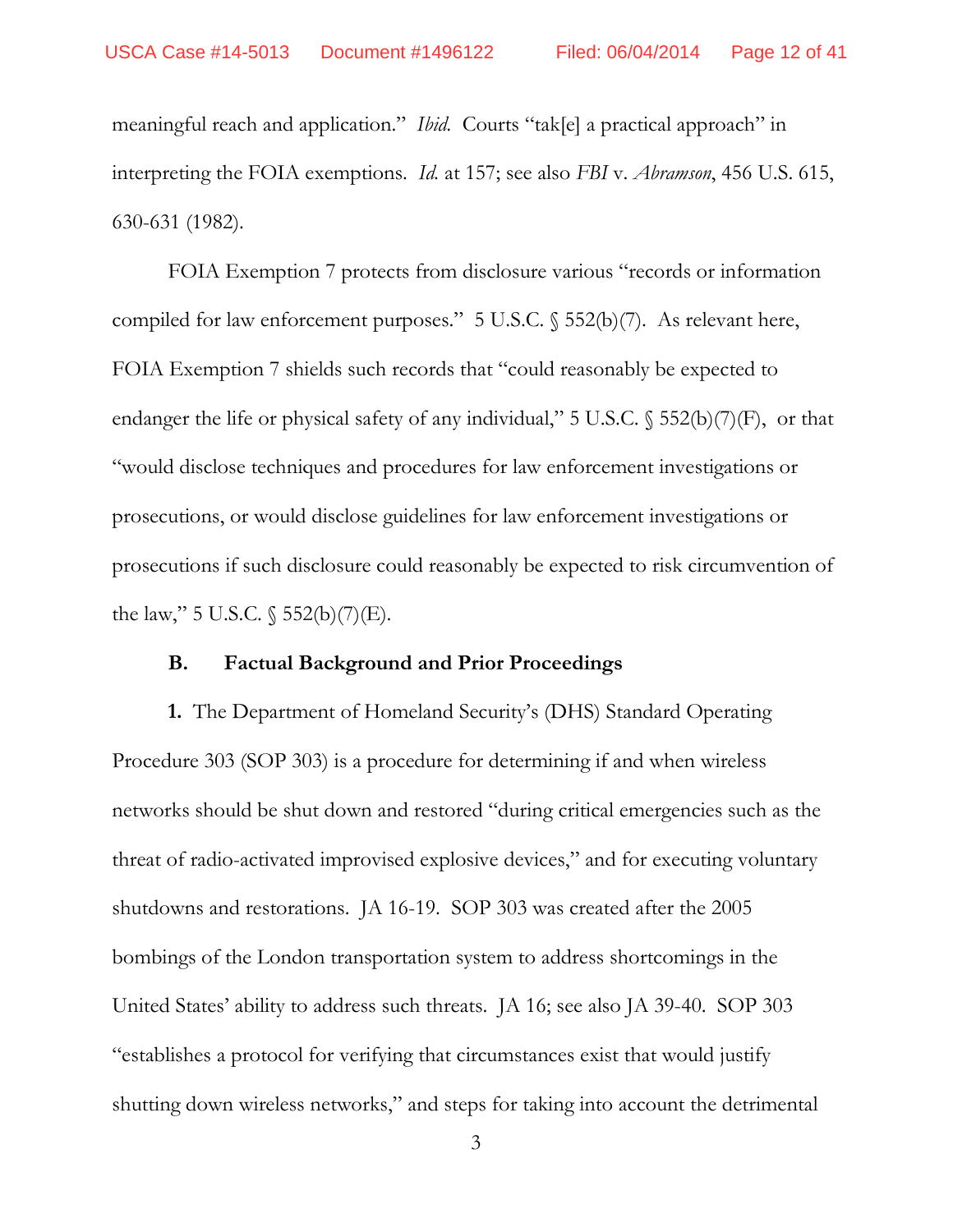meaningful reach and application." *Ibid.* Courts "tak[e] a practical approach" in interpreting the FOIA exemptions. *Id.* at 157; see also *FBI* v. *Abramson*, 456 U.S. 615, 630-631 (1982).

FOIA Exemption 7 protects from disclosure various "records or information compiled for law enforcement purposes." 5 U.S.C. § 552(b)(7). As relevant here, FOIA Exemption 7 shields such records that "could reasonably be expected to endanger the life or physical safety of any individual," 5 U.S.C. § 552(b)(7)(F), or that "would disclose techniques and procedures for law enforcement investigations or prosecutions, or would disclose guidelines for law enforcement investigations or prosecutions if such disclosure could reasonably be expected to risk circumvention of the law," 5 U.S.C. § 552(b)(7)(E).

### B. Factual Background and Prior Proceedings

**1.** The Department of Homeland Security's (DHS) Standard Operating Procedure 303 (SOP 303) is a procedure for determining if and when wireless networks should be shut down and restored "during critical emergencies such as the threat of radio-activated improvised explosive devices," and for executing voluntary shutdowns and restorations. JA 16-19. SOP 303 was created after the 2005 bombings of the London transportation system to address shortcomings in the United States' ability to address such threats. JA 16; see also JA 39-40. SOP 303 "establishes a protocol for verifying that circumstances exist that would justify shutting down wireless networks," and steps for taking into account the detrimental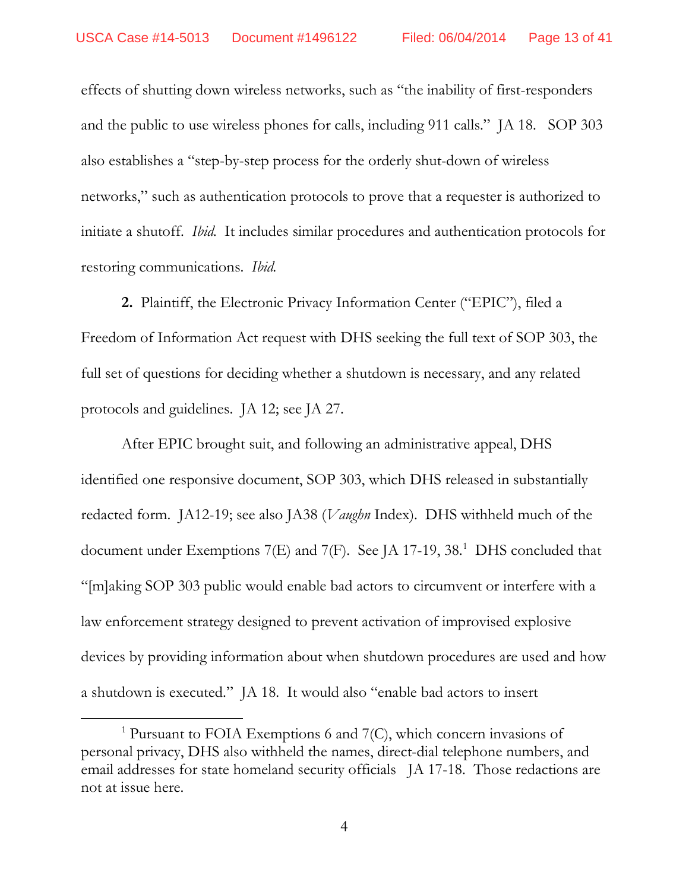effects of shutting down wireless networks, such as "the inability of first-responders and the public to use wireless phones for calls, including 911 calls." JA 18. SOP 303 also establishes a "step-by-step process for the orderly shut-down of wireless networks," such as authentication protocols to prove that a requester is authorized to initiate a shutoff. *Ibid.* It includes similar procedures and authentication protocols for restoring communications. *Ibid.*

**2.** Plaintiff, the Electronic Privacy Information Center ("EPIC"), filed a Freedom of Information Act request with DHS seeking the full text of SOP 303, the full set of questions for deciding whether a shutdown is necessary, and any related protocols and guidelines. JA 12; see JA 27.

After EPIC brought suit, and following an administrative appeal, DHS identified one responsive document, SOP 303, which DHS released in substantially redacted form. JA12-19; see also JA38 (*Vaughn* Index). DHS withheld much of the document under Exemptions 7(E) and 7(F). See JA 17-19, 38.[1] DHS concluded that "[m]aking SOP 303 public would enable bad actors to circumvent or interfere with a law enforcement strategy designed to prevent activation of improvised explosive devices by providing information about when shutdown procedures are used and how a shutdown is executed." JA 18. It would also "enable bad actors to insert

[1] Pursuant to FOIA Exemptions 6 and 7(C), which concern invasions of personal privacy, DHS also withheld the names, direct-dial telephone numbers, and email addresses for state homeland security officials JA 17-18. Those redactions are not at issue here.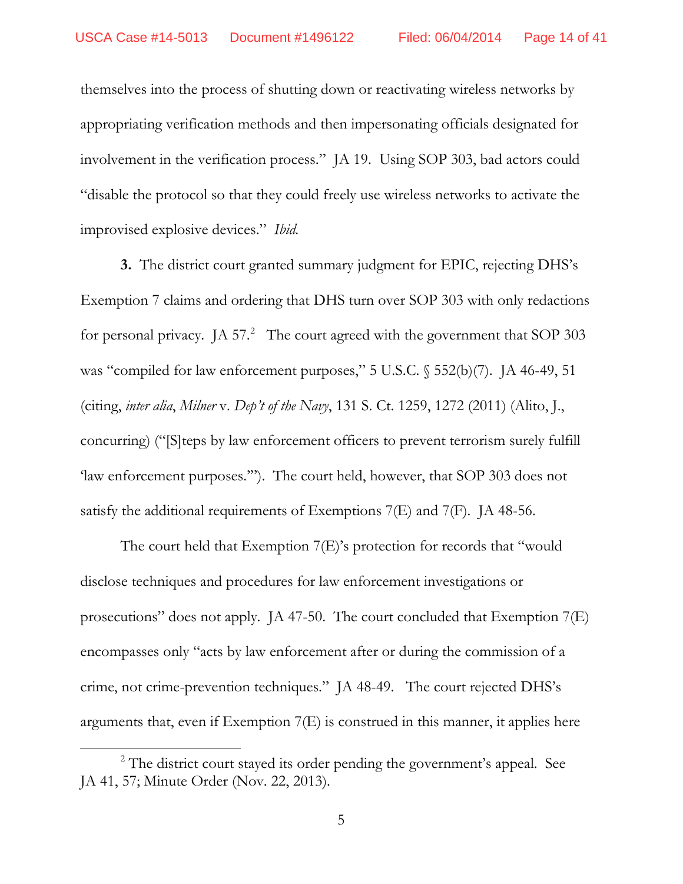themselves into the process of shutting down or reactivating wireless networks by appropriating verification methods and then impersonating officials designated for involvement in the verification process." JA 19. Using SOP 303, bad actors could "disable the protocol so that they could freely use wireless networks to activate the improvised explosive devices." *Ibid.*

**3.** The district court granted summary judgment for EPIC, rejecting DHS's Exemption 7 claims and ordering that DHS turn over SOP 303 with only redactions for personal privacy. JA 57.[2] The court agreed with the government that SOP 303 was "compiled for law enforcement purposes," 5 U.S.C. § 552(b)(7). JA 46-49, 51 (citing, *inter alia*, *Milner* v. *Dep't of the Navy*, 131 S. Ct. 1259, 1272 (2011) (Alito, J., concurring) ("[S]teps by law enforcement officers to prevent terrorism surely fulfill 'law enforcement purposes.'"). The court held, however, that SOP 303 does not satisfy the additional requirements of Exemptions 7(E) and 7(F). JA 48-56.

The court held that Exemption 7(E)'s protection for records that "would disclose techniques and procedures for law enforcement investigations or prosecutions" does not apply. JA 47-50. The court concluded that Exemption 7(E) encompasses only "acts by law enforcement after or during the commission of a crime, not crime-prevention techniques." JA 48-49. The court rejected DHS's arguments that, even if Exemption 7(E) is construed in this manner, it applies here

[2] The district court stayed its order pending the government's appeal. See JA 41, 57; Minute Order (Nov. 22, 2013).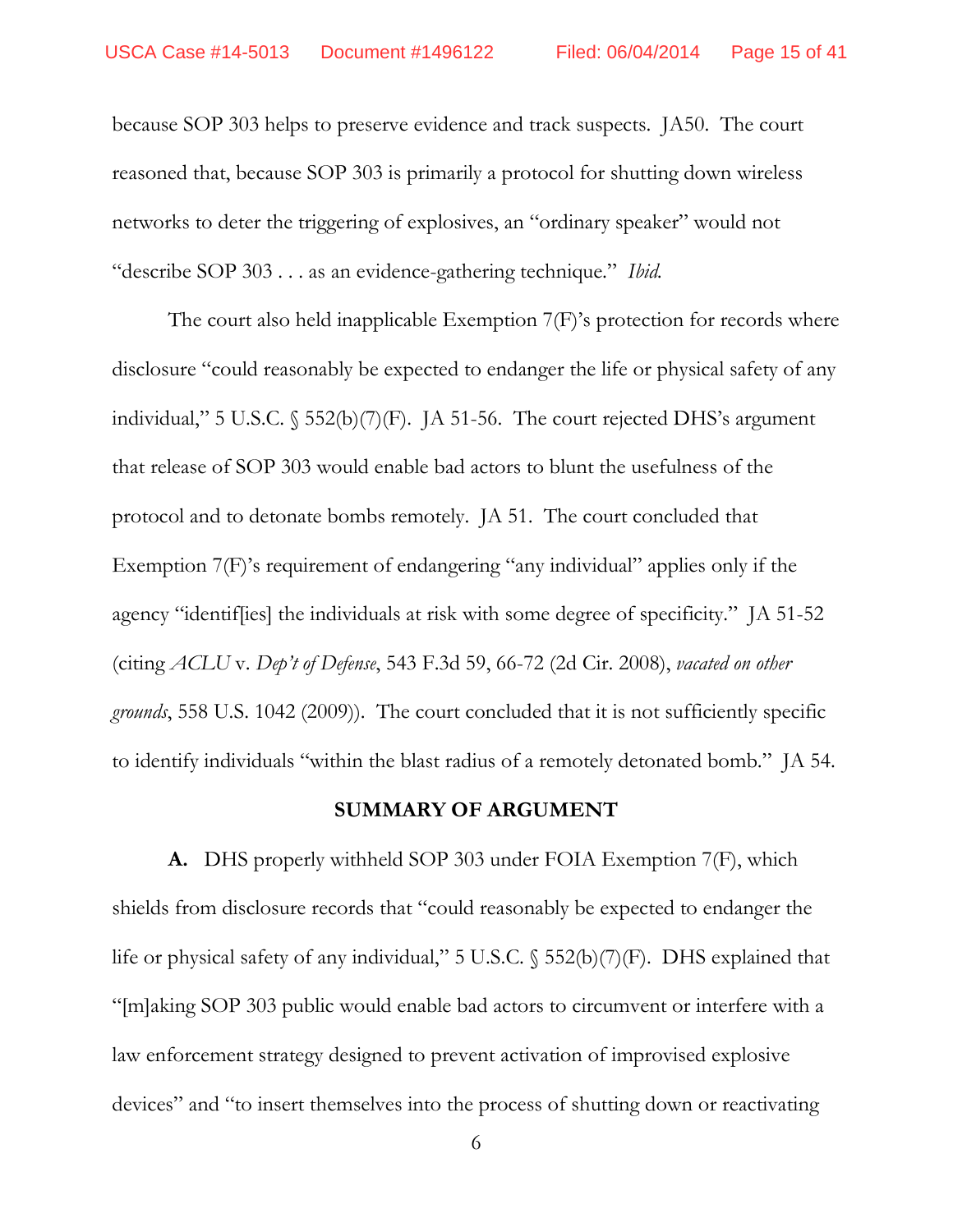because SOP 303 helps to preserve evidence and track suspects. JA50. The court reasoned that, because SOP 303 is primarily a protocol for shutting down wireless networks to deter the triggering of explosives, an "ordinary speaker" would not "describe SOP 303 . . . as an evidence-gathering technique." *Ibid.*

The court also held inapplicable Exemption 7(F)'s protection for records where disclosure "could reasonably be expected to endanger the life or physical safety of any individual," 5 U.S.C. § 552(b)(7)(F). JA 51-56. The court rejected DHS's argument that release of SOP 303 would enable bad actors to blunt the usefulness of the protocol and to detonate bombs remotely. JA 51. The court concluded that Exemption 7(F)'s requirement of endangering "any individual" applies only if the agency "identif[ies] the individuals at risk with some degree of specificity." JA 51-52 (citing *ACLU* v. *Dep't of Defense*, 543 F.3d 59, 66-72 (2d Cir. 2008), *vacated on other grounds*, 558 U.S. 1042 (2009)). The court concluded that it is not sufficiently specific to identify individuals "within the blast radius of a remotely detonated bomb." JA 54.

## SUMMARY OF ARGUMENT

**A.** DHS properly withheld SOP 303 under FOIA Exemption 7(F), which shields from disclosure records that "could reasonably be expected to endanger the life or physical safety of any individual," 5 U.S.C. § 552(b)(7)(F). DHS explained that "[m]aking SOP 303 public would enable bad actors to circumvent or interfere with a law enforcement strategy designed to prevent activation of improvised explosive devices" and "to insert themselves into the process of shutting down or reactivating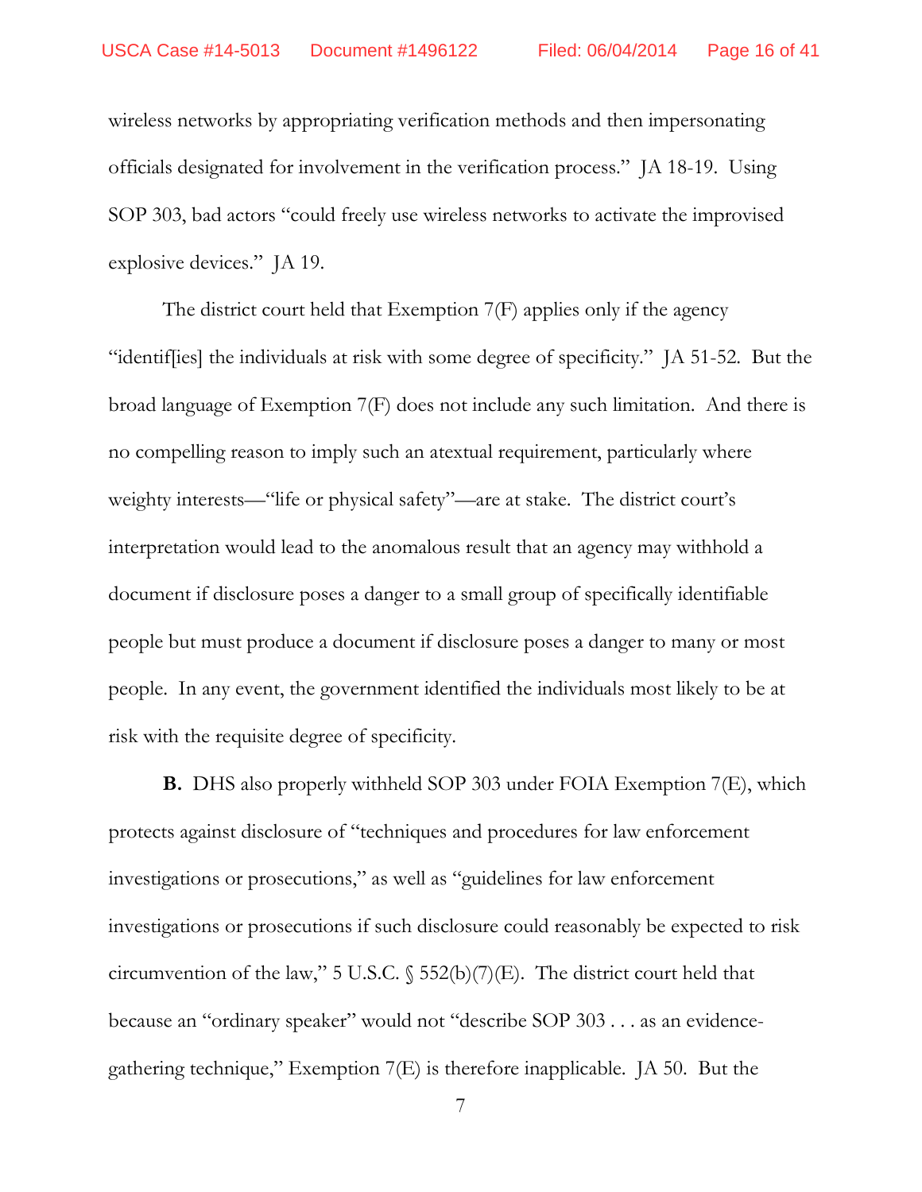wireless networks by appropriating verification methods and then impersonating officials designated for involvement in the verification process." JA 18-19. Using SOP 303, bad actors "could freely use wireless networks to activate the improvised explosive devices." JA 19.

The district court held that Exemption 7(F) applies only if the agency "identif[ies] the individuals at risk with some degree of specificity." JA 51-52. But the broad language of Exemption 7(F) does not include any such limitation. And there is no compelling reason to imply such an atextual requirement, particularly where weighty interests—"life or physical safety"—are at stake. The district court's interpretation would lead to the anomalous result that an agency may withhold a document if disclosure poses a danger to a small group of specifically identifiable people but must produce a document if disclosure poses a danger to many or most people. In any event, the government identified the individuals most likely to be at risk with the requisite degree of specificity.

**B.** DHS also properly withheld SOP 303 under FOIA Exemption 7(E), which protects against disclosure of "techniques and procedures for law enforcement investigations or prosecutions," as well as "guidelines for law enforcement investigations or prosecutions if such disclosure could reasonably be expected to risk circumvention of the law," 5 U.S.C. § 552(b)(7)(E). The district court held that because an "ordinary speaker" would not "describe SOP 303 . . . as an evidence-gathering technique," Exemption 7(E) is therefore inapplicable. JA 50. But the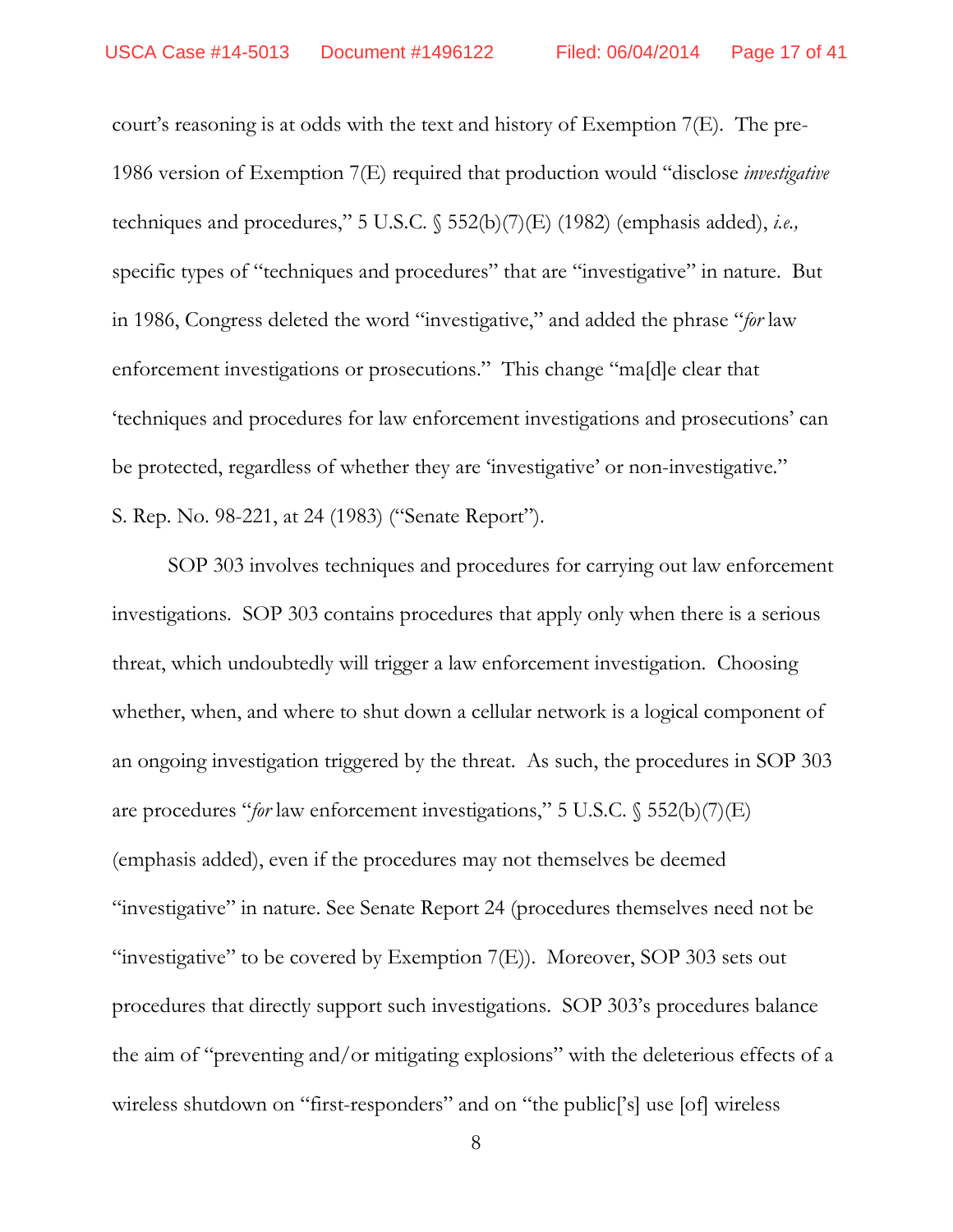court's reasoning is at odds with the text and history of Exemption 7(E). The pre-1986 version of Exemption 7(E) required that production would "disclose *investigative* techniques and procedures," 5 U.S.C. § 552(b)(7)(E) (1982) (emphasis added), *i.e.,* specific types of "techniques and procedures" that are "investigative" in nature. But in 1986, Congress deleted the word "investigative," and added the phrase "*for* law enforcement investigations or prosecutions." This change "ma[d]e clear that 'techniques and procedures for law enforcement investigations and prosecutions' can be protected, regardless of whether they are 'investigative' or non-investigative." S. Rep. No. 98-221, at 24 (1983) ("Senate Report").

SOP 303 involves techniques and procedures for carrying out law enforcement investigations. SOP 303 contains procedures that apply only when there is a serious threat, which undoubtedly will trigger a law enforcement investigation. Choosing whether, when, and where to shut down a cellular network is a logical component of an ongoing investigation triggered by the threat. As such, the procedures in SOP 303 are procedures "*for* law enforcement investigations," 5 U.S.C. § 552(b)(7)(E) (emphasis added), even if the procedures may not themselves be deemed "investigative" in nature. See Senate Report 24 (procedures themselves need not be "investigative" to be covered by Exemption 7(E)). Moreover, SOP 303 sets out procedures that directly support such investigations. SOP 303's procedures balance the aim of "preventing and/or mitigating explosions" with the deleterious effects of a wireless shutdown on "first-responders" and on "the public['s] use [of] wireless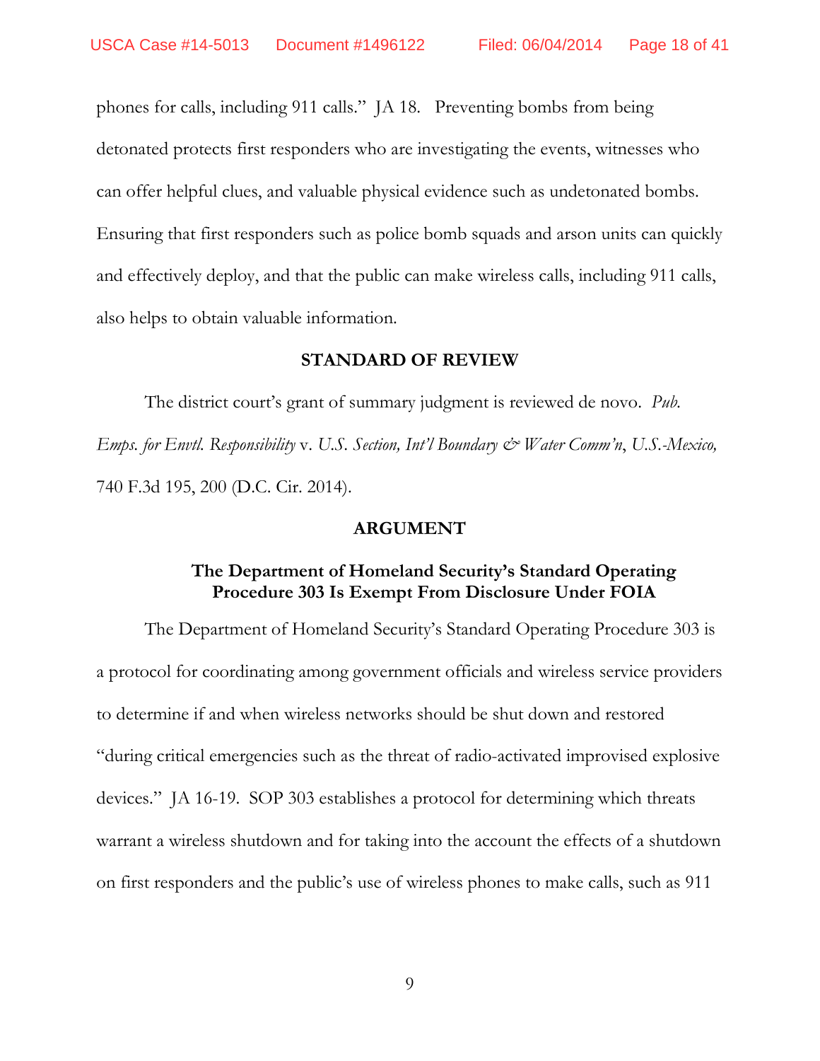phones for calls, including 911 calls." JA 18. Preventing bombs from being detonated protects first responders who are investigating the events, witnesses who can offer helpful clues, and valuable physical evidence such as undetonated bombs. Ensuring that first responders such as police bomb squads and arson units can quickly and effectively deploy, and that the public can make wireless calls, including 911 calls, also helps to obtain valuable information.

## STANDARD OF REVIEW

The district court's grant of summary judgment is reviewed de novo. *Pub. Emps. for Envtl. Responsibility* v. *U.S. Section, Int'l Boundary & Water Comm'n*, *U.S.-Mexico,* 740 F.3d 195, 200 (D.C. Cir. 2014).

## ARGUMENT

### The Department of Homeland Security's Standard Operating Procedure 303 Is Exempt From Disclosure Under FOIA

The Department of Homeland Security's Standard Operating Procedure 303 is a protocol for coordinating among government officials and wireless service providers to determine if and when wireless networks should be shut down and restored "during critical emergencies such as the threat of radio-activated improvised explosive devices." JA 16-19. SOP 303 establishes a protocol for determining which threats warrant a wireless shutdown and for taking into the account the effects of a shutdown on first responders and the public's use of wireless phones to make calls, such as 911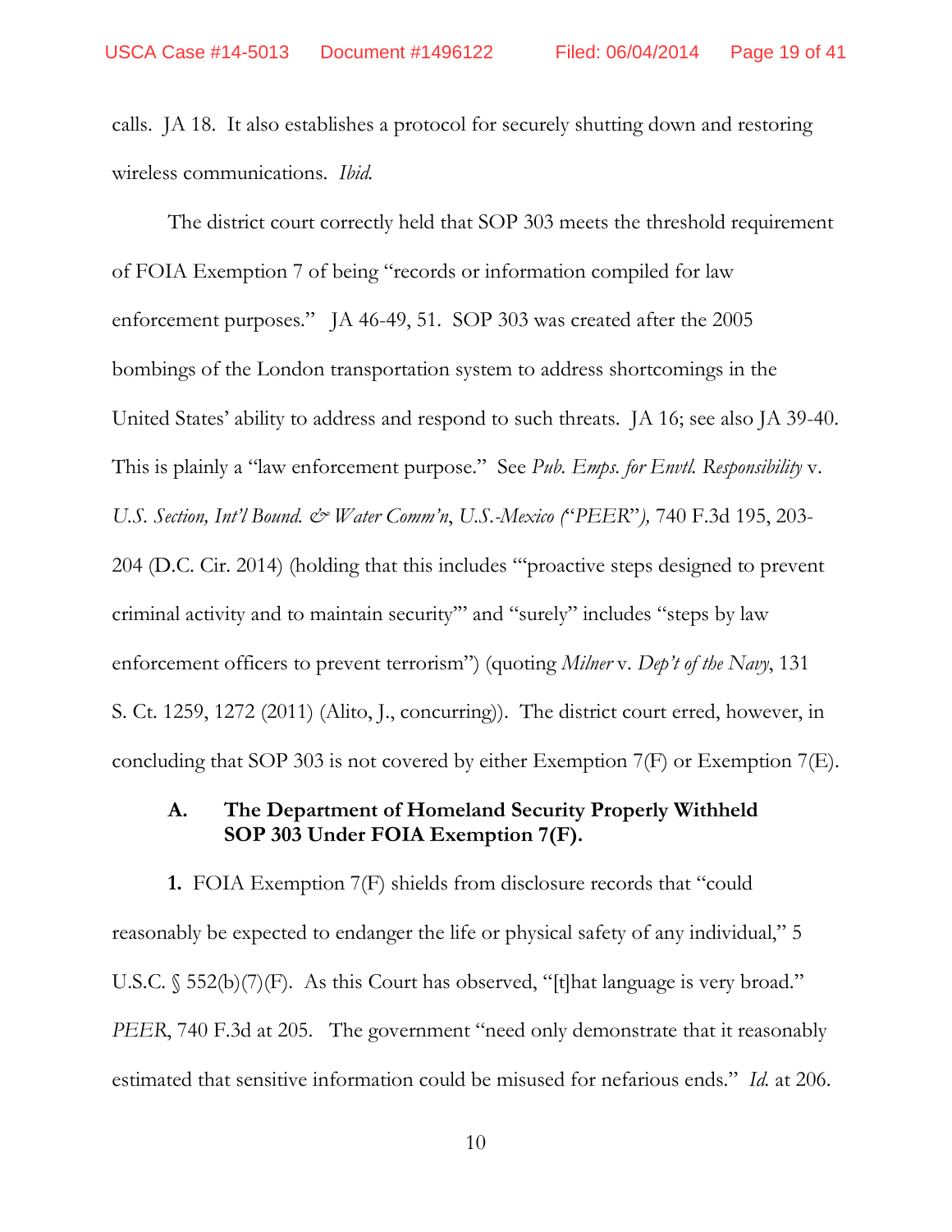calls. JA 18. It also establishes a protocol for securely shutting down and restoring wireless communications. *Ibid.*

The district court correctly held that SOP 303 meets the threshold requirement of FOIA Exemption 7 of being "records or information compiled for law enforcement purposes." JA 46-49, 51. SOP 303 was created after the 2005 bombings of the London transportation system to address shortcomings in the United States' ability to address and respond to such threats. JA 16; see also JA 39-40. This is plainly a "law enforcement purpose." See *Pub. Emps. for Envtl. Responsibility* v. *U.S. Section, Int'l Bound. & Water Comm'n*, *U.S.-Mexico* ("*PEER*"), 740 F.3d 195, 203-204 (D.C. Cir. 2014) (holding that this includes "'proactive steps designed to prevent criminal activity and to maintain security'" and "surely" includes "steps by law enforcement officers to prevent terrorism") (quoting *Milner* v. *Dep't of the Navy*, 131 S. Ct. 1259, 1272 (2011) (Alito, J., concurring)). The district court erred, however, in concluding that SOP 303 is not covered by either Exemption 7(F) or Exemption 7(E).

### A. The Department of Homeland Security Properly Withheld SOP 303 Under FOIA Exemption 7(F).

**1.** FOIA Exemption 7(F) shields from disclosure records that "could reasonably be expected to endanger the life or physical safety of any individual," 5 U.S.C. § 552(b)(7)(F). As this Court has observed, "[t]hat language is very broad." *PEER*, 740 F.3d at 205. The government "need only demonstrate that it reasonably estimated that sensitive information could be misused for nefarious ends." *Id.* at 206.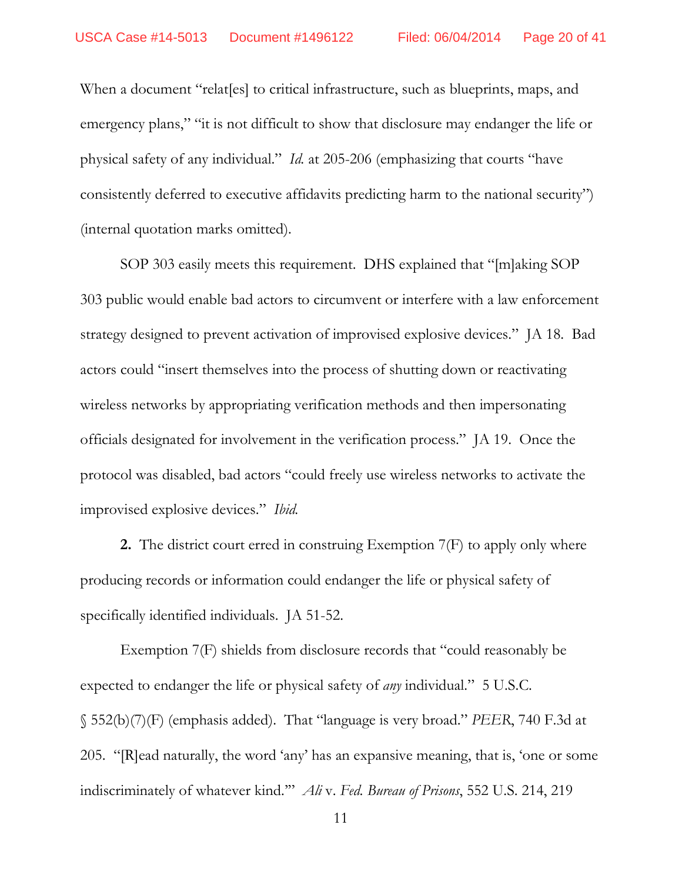When a document "relat[es] to critical infrastructure, such as blueprints, maps, and emergency plans," "it is not difficult to show that disclosure may endanger the life or physical safety of any individual." *Id.* at 205-206 (emphasizing that courts "have consistently deferred to executive affidavits predicting harm to the national security") (internal quotation marks omitted).

SOP 303 easily meets this requirement. DHS explained that "[m]aking SOP 303 public would enable bad actors to circumvent or interfere with a law enforcement strategy designed to prevent activation of improvised explosive devices." JA 18. Bad actors could "insert themselves into the process of shutting down or reactivating wireless networks by appropriating verification methods and then impersonating officials designated for involvement in the verification process." JA 19. Once the protocol was disabled, bad actors "could freely use wireless networks to activate the improvised explosive devices." *Ibid.*

**2.** The district court erred in construing Exemption 7(F) to apply only where producing records or information could endanger the life or physical safety of specifically identified individuals. JA 51-52.

Exemption 7(F) shields from disclosure records that "could reasonably be expected to endanger the life or physical safety of *any* individual." 5 U.S.C. § 552(b)(7)(F) (emphasis added). That "language is very broad." *PEER*, 740 F.3d at 205. "[R]ead naturally, the word 'any' has an expansive meaning, that is, 'one or some indiscriminately of whatever kind.'" *Ali* v. *Fed. Bureau of Prisons*, 552 U.S. 214, 219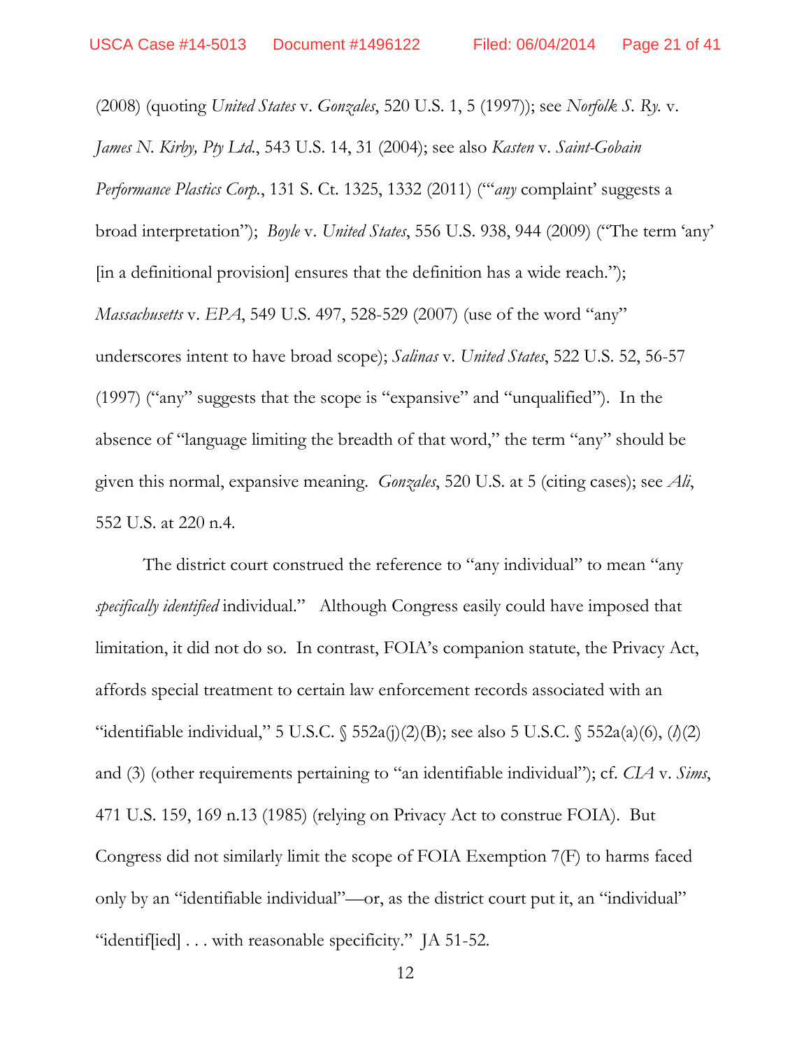(2008) (quoting *United States* v. *Gonzales*, 520 U.S. 1, 5 (1997)); see *Norfolk S. Ry.* v. *James N. Kirby, Pty Ltd.*, 543 U.S. 14, 31 (2004); see also *Kasten* v. *Saint-Gobain Performance Plastics Corp.*, 131 S. Ct. 1325, 1332 (2011) ("'*any* complaint' suggests a broad interpretation"); *Boyle* v. *United States*, 556 U.S. 938, 944 (2009) ("The term 'any' [in a definitional provision] ensures that the definition has a wide reach."); *Massachusetts* v. *EPA*, 549 U.S. 497, 528-529 (2007) (use of the word "any" underscores intent to have broad scope); *Salinas* v. *United States*, 522 U.S. 52, 56-57 (1997) ("any" suggests that the scope is "expansive" and "unqualified"). In the absence of "language limiting the breadth of that word," the term "any" should be given this normal, expansive meaning. *Gonzales*, 520 U.S. at 5 (citing cases); see *Ali*, 552 U.S. at 220 n.4.

The district court construed the reference to "any individual" to mean "any *specifically identified* individual." Although Congress easily could have imposed that limitation, it did not do so. In contrast, FOIA's companion statute, the Privacy Act, affords special treatment to certain law enforcement records associated with an "identifiable individual," 5 U.S.C. § 552a(j)(2)(B); see also 5 U.S.C. § 552a(a)(6), (*l*)(2) and (3) (other requirements pertaining to "an identifiable individual"); cf. *CIA* v. *Sims*, 471 U.S. 159, 169 n.13 (1985) (relying on Privacy Act to construe FOIA). But Congress did not similarly limit the scope of FOIA Exemption 7(F) to harms faced only by an "identifiable individual"—or, as the district court put it, an "individual" "identif[ied] . . . with reasonable specificity." JA 51-52.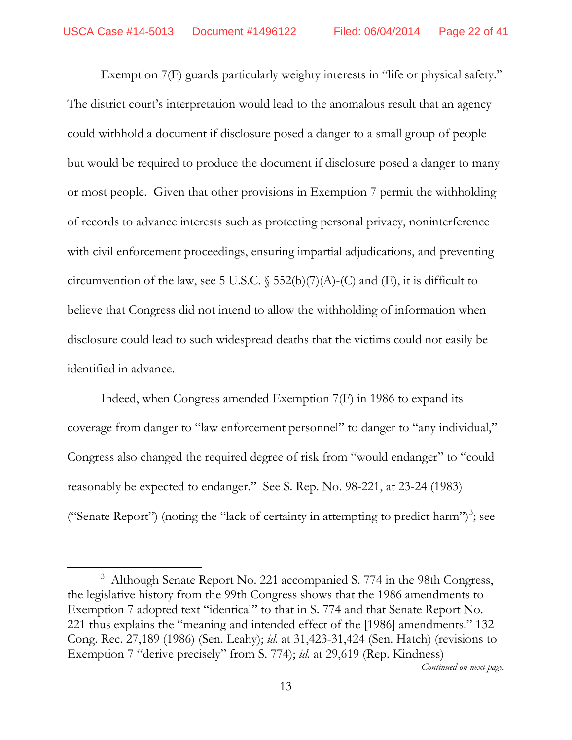Exemption 7(F) guards particularly weighty interests in "life or physical safety." The district court's interpretation would lead to the anomalous result that an agency could withhold a document if disclosure posed a danger to a small group of people but would be required to produce the document if disclosure posed a danger to many or most people. Given that other provisions in Exemption 7 permit the withholding of records to advance interests such as protecting personal privacy, noninterference with civil enforcement proceedings, ensuring impartial adjudications, and preventing circumvention of the law, see 5 U.S.C. § 552(b)(7)(A)-(C) and (E), it is difficult to believe that Congress did not intend to allow the withholding of information when disclosure could lead to such widespread deaths that the victims could not easily be identified in advance.

Indeed, when Congress amended Exemption 7(F) in 1986 to expand its coverage from danger to "law enforcement personnel" to danger to "any individual," Congress also changed the required degree of risk from "would endanger" to "could reasonably be expected to endanger." See S. Rep. No. 98-221, at 23-24 (1983) ("Senate Report") (noting the "lack of certainty in attempting to predict harm")[3]; see

---

[3] Although Senate Report No. 221 accompanied S. 774 in the 98th Congress, the legislative history from the 99th Congress shows that the 1986 amendments to Exemption 7 adopted text "identical" to that in S. 774 and that Senate Report No. 221 thus explains the "meaning and intended effect of the [1986] amendments." 132 Cong. Rec. 27,189 (1986) (Sen. Leahy); *id.* at 31,423-31,424 (Sen. Hatch) (revisions to Exemption 7 "derive precisely" from S. 774); *id.* at 29,619 (Rep. Kindness)

*Continued on next page.*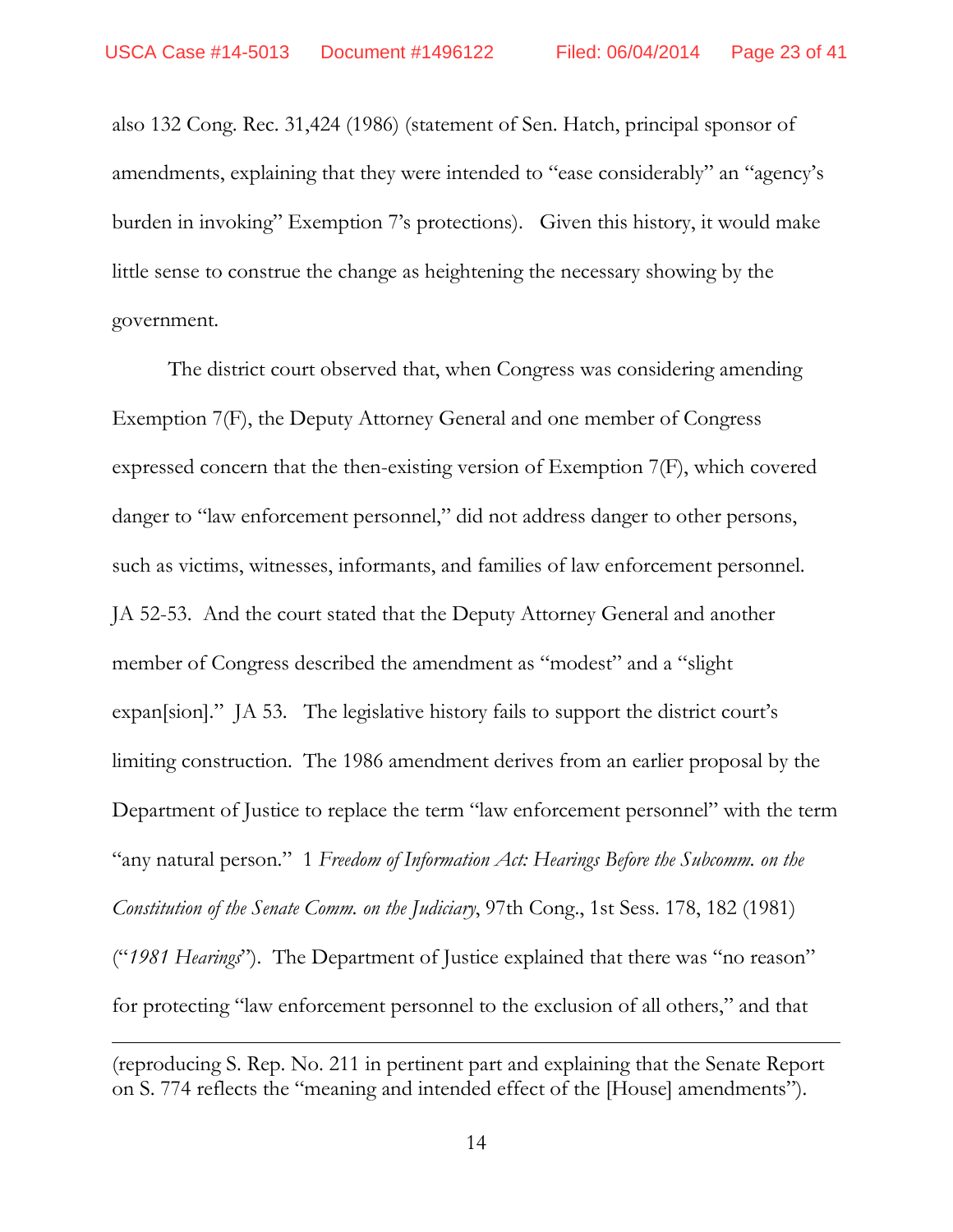also 132 Cong. Rec. 31,424 (1986) (statement of Sen. Hatch, principal sponsor of amendments, explaining that they were intended to "ease considerably" an "agency's burden in invoking" Exemption 7's protections). Given this history, it would make little sense to construe the change as heightening the necessary showing by the government.

The district court observed that, when Congress was considering amending Exemption 7(F), the Deputy Attorney General and one member of Congress expressed concern that the then-existing version of Exemption 7(F), which covered danger to "law enforcement personnel," did not address danger to other persons, such as victims, witnesses, informants, and families of law enforcement personnel. JA 52-53. And the court stated that the Deputy Attorney General and another member of Congress described the amendment as "modest" and a "slight expan[sion]." JA 53. The legislative history fails to support the district court's limiting construction. The 1986 amendment derives from an earlier proposal by the Department of Justice to replace the term "law enforcement personnel" with the term "any natural person." 1 *Freedom of Information Act: Hearings Before the Subcomm. on the Constitution of the Senate Comm. on the Judiciary*, 97th Cong., 1st Sess. 178, 182 (1981) ("*1981 Hearings*"). The Department of Justice explained that there was "no reason" for protecting "law enforcement personnel to the exclusion of all others," and that

---

(reproducing S. Rep. No. 211 in pertinent part and explaining that the Senate Report on S. 774 reflects the "meaning and intended effect of the [House] amendments").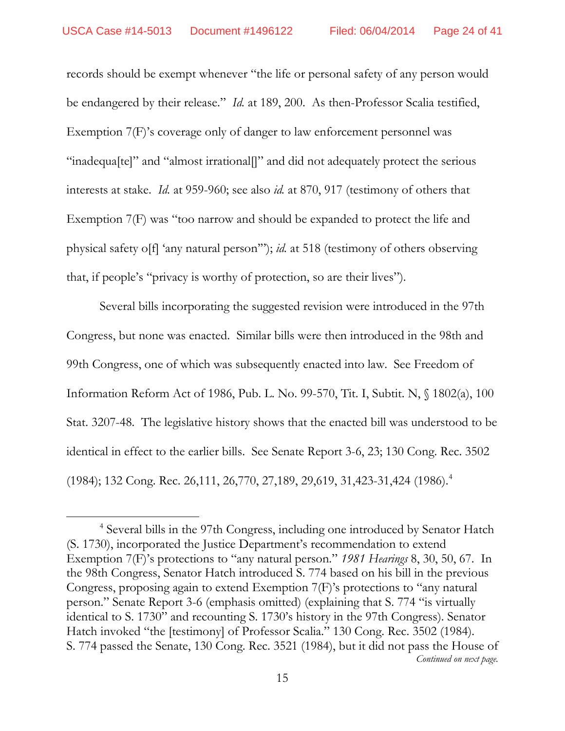records should be exempt whenever "the life or personal safety of any person would be endangered by their release." *Id.* at 189, 200. As then-Professor Scalia testified, Exemption 7(F)'s coverage only of danger to law enforcement personnel was "inadequa[te]" and "almost irrational[]" and did not adequately protect the serious interests at stake. *Id.* at 959-960; see also *id.* at 870, 917 (testimony of others that Exemption 7(F) was "too narrow and should be expanded to protect the life and physical safety o[f] 'any natural person'"); *id.* at 518 (testimony of others observing that, if people's "privacy is worthy of protection, so are their lives").

Several bills incorporating the suggested revision were introduced in the 97th Congress, but none was enacted. Similar bills were then introduced in the 98th and 99th Congress, one of which was subsequently enacted into law. See Freedom of Information Reform Act of 1986, Pub. L. No. 99-570, Tit. I, Subtit. N, § 1802(a), 100 Stat. 3207-48. The legislative history shows that the enacted bill was understood to be identical in effect to the earlier bills. See Senate Report 3-6, 23; 130 Cong. Rec. 3502 (1984); 132 Cong. Rec. 26,111, 26,770, 27,189, 29,619, 31,423-31,424 (1986).[4]

---

[4] Several bills in the 97th Congress, including one introduced by Senator Hatch (S. 1730), incorporated the Justice Department's recommendation to extend Exemption 7(F)'s protections to "any natural person." *1981 Hearings* 8, 30, 50, 67. In the 98th Congress, Senator Hatch introduced S. 774 based on his bill in the previous Congress, proposing again to extend Exemption 7(F)'s protections to "any natural person." Senate Report 3-6 (emphasis omitted) (explaining that S. 774 "is virtually identical to S. 1730" and recounting S. 1730's history in the 97th Congress). Senator Hatch invoked "the [testimony] of Professor Scalia." 130 Cong. Rec. 3502 (1984). S. 774 passed the Senate, 130 Cong. Rec. 3521 (1984), but it did not pass the House of

*Continued on next page.*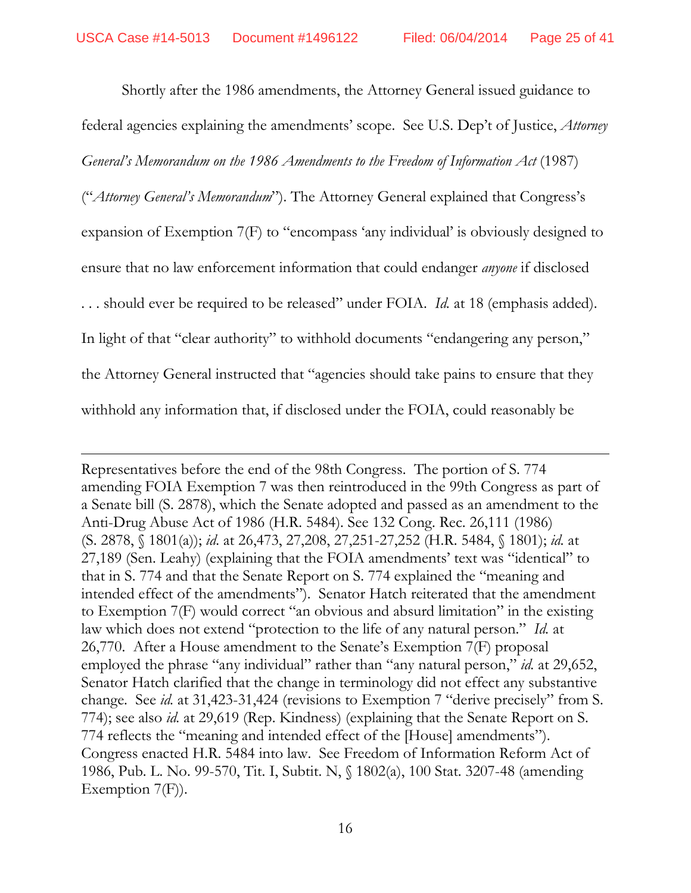Shortly after the 1986 amendments, the Attorney General issued guidance to federal agencies explaining the amendments' scope. See U.S. Dep't of Justice, *Attorney General's Memorandum on the 1986 Amendments to the Freedom of Information Act* (1987) ("*Attorney General's Memorandum*"). The Attorney General explained that Congress's expansion of Exemption 7(F) to "encompass 'any individual' is obviously designed to ensure that no law enforcement information that could endanger *anyone* if disclosed . . . should ever be required to be released" under FOIA. *Id.* at 18 (emphasis added). In light of that "clear authority" to withhold documents "endangering any person," the Attorney General instructed that "agencies should take pains to ensure that they withhold any information that, if disclosed under the FOIA, could reasonably be

---

Representatives before the end of the 98th Congress. The portion of S. 774 amending FOIA Exemption 7 was then reintroduced in the 99th Congress as part of a Senate bill (S. 2878), which the Senate adopted and passed as an amendment to the Anti-Drug Abuse Act of 1986 (H.R. 5484). See 132 Cong. Rec. 26,111 (1986) (S. 2878, § 1801(a)); *id.* at 26,473, 27,208, 27,251-27,252 (H.R. 5484, § 1801); *id.* at 27,189 (Sen. Leahy) (explaining that the FOIA amendments' text was "identical" to that in S. 774 and that the Senate Report on S. 774 explained the "meaning and intended effect of the amendments"). Senator Hatch reiterated that the amendment to Exemption 7(F) would correct "an obvious and absurd limitation" in the existing law which does not extend "protection to the life of any natural person." *Id.* at 26,770. After a House amendment to the Senate's Exemption 7(F) proposal employed the phrase "any individual" rather than "any natural person," *id.* at 29,652, Senator Hatch clarified that the change in terminology did not effect any substantive change. See *id.* at 31,423-31,424 (revisions to Exemption 7 "derive precisely" from S. 774); see also *id.* at 29,619 (Rep. Kindness) (explaining that the Senate Report on S. 774 reflects the "meaning and intended effect of the [House] amendments"). Congress enacted H.R. 5484 into law. See Freedom of Information Reform Act of 1986, Pub. L. No. 99-570, Tit. I, Subtit. N, § 1802(a), 100 Stat. 3207-48 (amending Exemption 7(F)).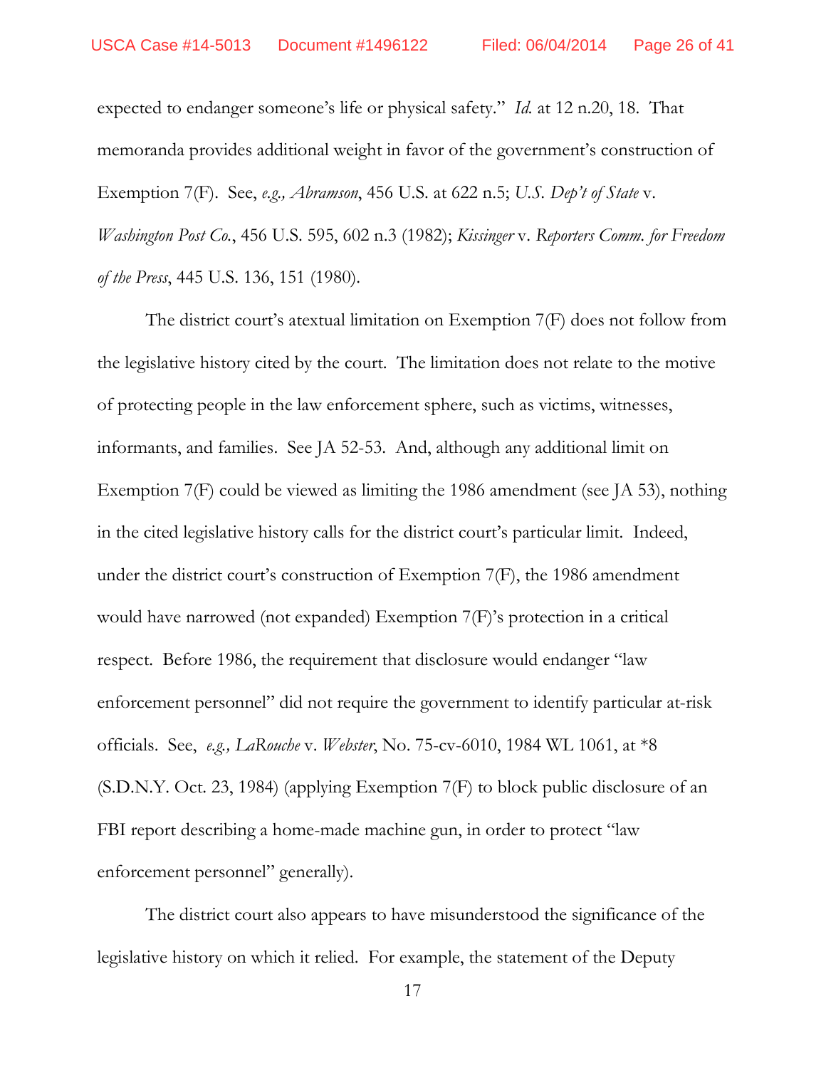expected to endanger someone's life or physical safety." *Id.* at 12 n.20, 18. That memoranda provides additional weight in favor of the government's construction of Exemption 7(F). See, *e.g., Abramson*, 456 U.S. at 622 n.5; *U.S. Dep't of State* v. *Washington Post Co.*, 456 U.S. 595, 602 n.3 (1982); *Kissinger* v. *Reporters Comm. for Freedom of the Press*, 445 U.S. 136, 151 (1980).

The district court's atextual limitation on Exemption 7(F) does not follow from the legislative history cited by the court. The limitation does not relate to the motive of protecting people in the law enforcement sphere, such as victims, witnesses, informants, and families. See JA 52-53. And, although any additional limit on Exemption 7(F) could be viewed as limiting the 1986 amendment (see JA 53), nothing in the cited legislative history calls for the district court's particular limit. Indeed, under the district court's construction of Exemption 7(F), the 1986 amendment would have narrowed (not expanded) Exemption 7(F)'s protection in a critical respect. Before 1986, the requirement that disclosure would endanger "law enforcement personnel" did not require the government to identify particular at-risk officials. See, *e.g., LaRouche* v. *Webster*, No. 75-cv-6010, 1984 WL 1061, at *8 (S.D.N.Y. Oct. 23, 1984) (applying Exemption 7(F) to block public disclosure of an FBI report describing a home-made machine gun, in order to protect "law enforcement personnel" generally).

The district court also appears to have misunderstood the significance of the legislative history on which it relied. For example, the statement of the Deputy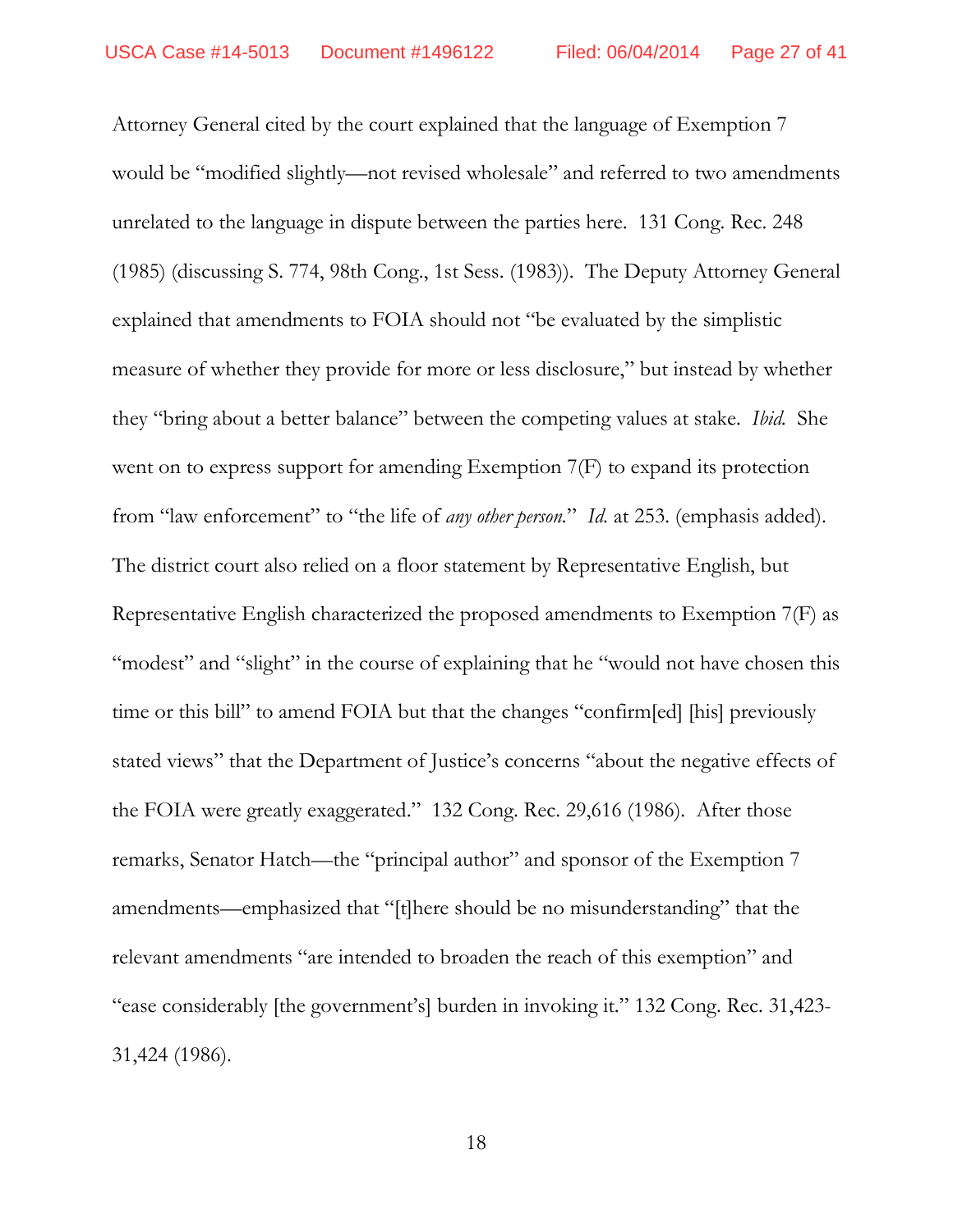Attorney General cited by the court explained that the language of Exemption 7 would be "modified slightly—not revised wholesale" and referred to two amendments unrelated to the language in dispute between the parties here. 131 Cong. Rec. 248 (1985) (discussing S. 774, 98th Cong., 1st Sess. (1983)). The Deputy Attorney General explained that amendments to FOIA should not "be evaluated by the simplistic measure of whether they provide for more or less disclosure," but instead by whether they "bring about a better balance" between the competing values at stake. *Ibid.* She went on to express support for amending Exemption 7(F) to expand its protection from "law enforcement" to "the life of *any other person*." *Id.* at 253. (emphasis added). The district court also relied on a floor statement by Representative English, but Representative English characterized the proposed amendments to Exemption 7(F) as "modest" and "slight" in the course of explaining that he "would not have chosen this time or this bill" to amend FOIA but that the changes "confirm[ed] [his] previously stated views" that the Department of Justice's concerns "about the negative effects of the FOIA were greatly exaggerated." 132 Cong. Rec. 29,616 (1986). After those remarks, Senator Hatch—the "principal author" and sponsor of the Exemption 7 amendments—emphasized that "[t]here should be no misunderstanding" that the relevant amendments "are intended to broaden the reach of this exemption" and "ease considerably [the government's] burden in invoking it." 132 Cong. Rec. 31,423-31,424 (1986).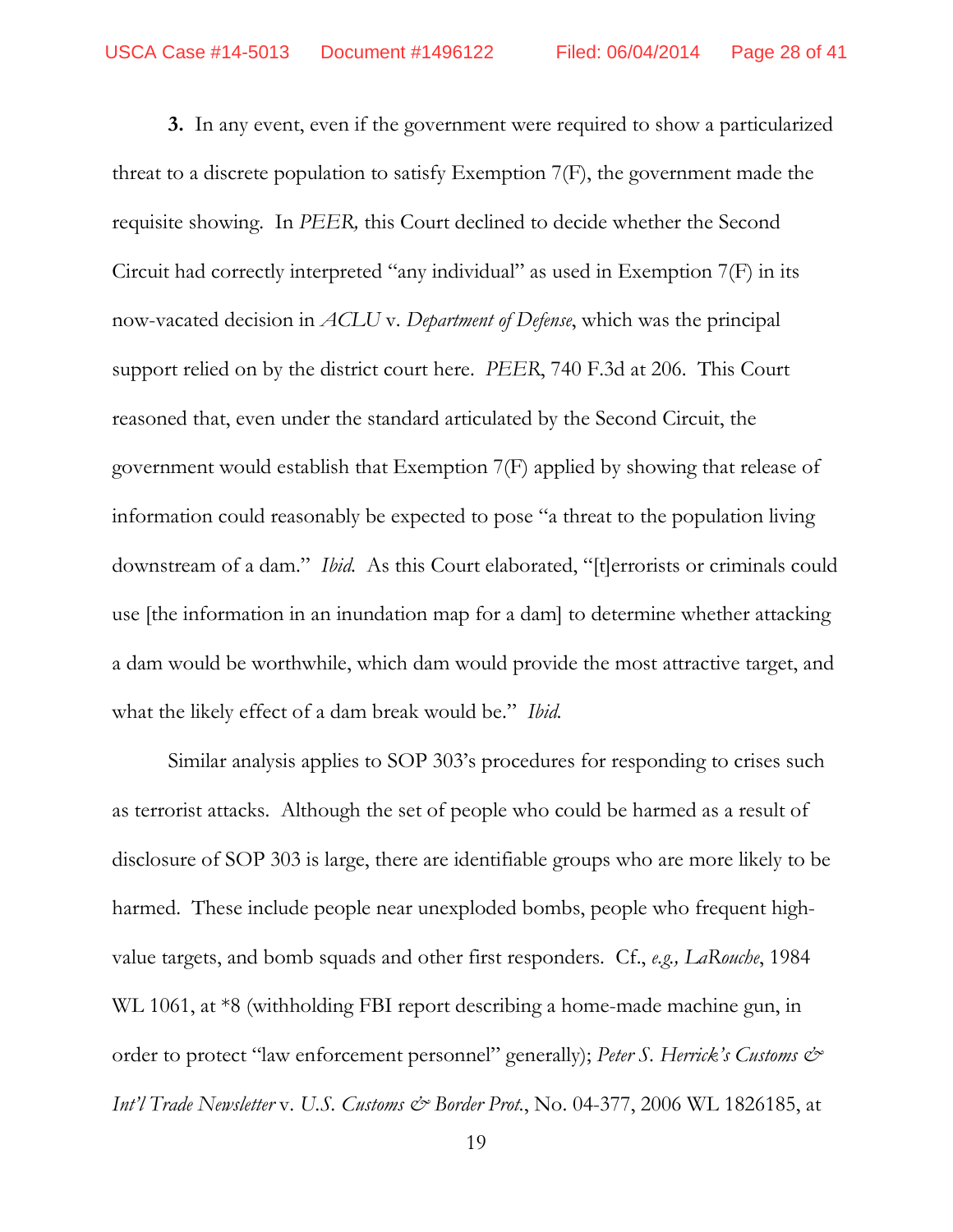**3.** In any event, even if the government were required to show a particularized threat to a discrete population to satisfy Exemption 7(F), the government made the requisite showing. In *PEER,* this Court declined to decide whether the Second Circuit had correctly interpreted "any individual" as used in Exemption 7(F) in its now-vacated decision in *ACLU* v. *Department of Defense*, which was the principal support relied on by the district court here. *PEER*, 740 F.3d at 206. This Court reasoned that, even under the standard articulated by the Second Circuit, the government would establish that Exemption 7(F) applied by showing that release of information could reasonably be expected to pose "a threat to the population living downstream of a dam." *Ibid.* As this Court elaborated, "[t]errorists or criminals could use [the information in an inundation map for a dam] to determine whether attacking a dam would be worthwhile, which dam would provide the most attractive target, and what the likely effect of a dam break would be." *Ibid.*

Similar analysis applies to SOP 303's procedures for responding to crises such as terrorist attacks. Although the set of people who could be harmed as a result of disclosure of SOP 303 is large, there are identifiable groups who are more likely to be harmed. These include people near unexploded bombs, people who frequent high-value targets, and bomb squads and other first responders. Cf., *e.g., LaRouche*, 1984 WL 1061, at *8 (withholding FBI report describing a home-made machine gun, in order to protect "law enforcement personnel" generally); *Peter S. Herrick's Customs & Int'l Trade Newsletter* v. *U.S. Customs & Border Prot.*, No. 04-377, 2006 WL 1826185, at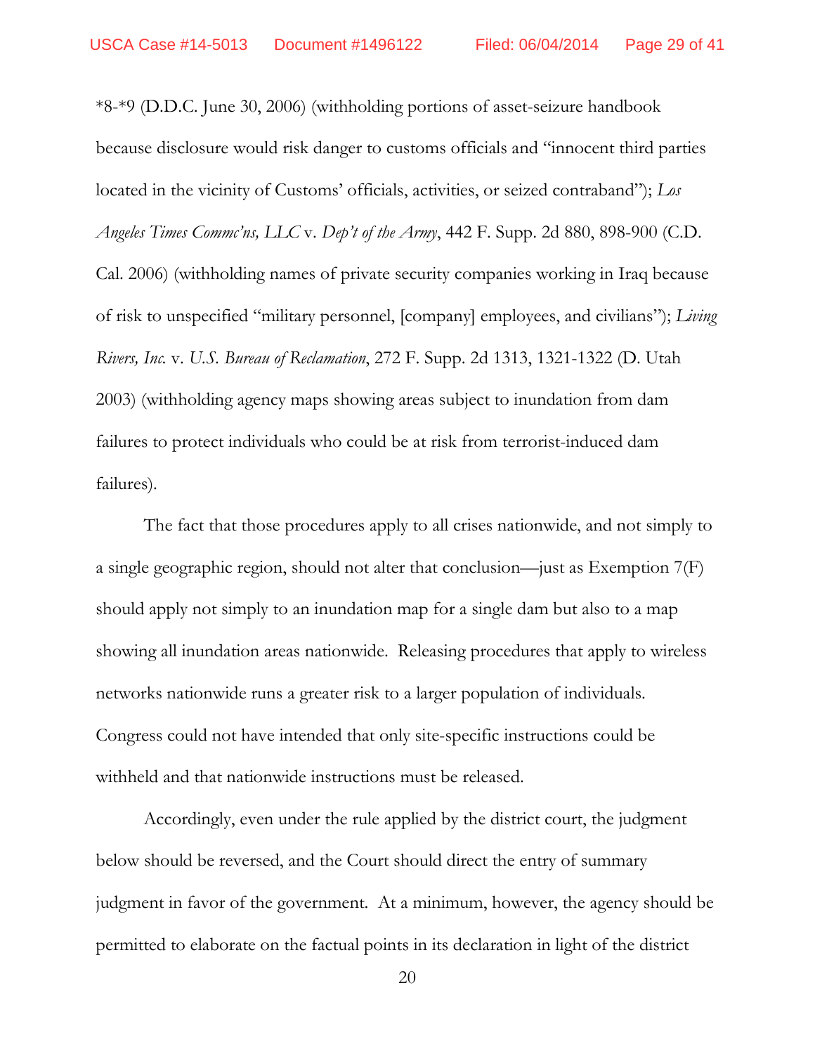*8-*9 (D.D.C. June 30, 2006) (withholding portions of asset-seizure handbook because disclosure would risk danger to customs officials and "innocent third parties located in the vicinity of Customs' officials, activities, or seized contraband"); *Los Angeles Times Commc'ns, LLC* v. *Dep't of the Army*, 442 F. Supp. 2d 880, 898-900 (C.D. Cal. 2006) (withholding names of private security companies working in Iraq because of risk to unspecified "military personnel, [company] employees, and civilians"); *Living Rivers, Inc.* v. *U.S. Bureau of Reclamation*, 272 F. Supp. 2d 1313, 1321-1322 (D. Utah 2003) (withholding agency maps showing areas subject to inundation from dam failures to protect individuals who could be at risk from terrorist-induced dam failures).

The fact that those procedures apply to all crises nationwide, and not simply to a single geographic region, should not alter that conclusion—just as Exemption 7(F) should apply not simply to an inundation map for a single dam but also to a map showing all inundation areas nationwide. Releasing procedures that apply to wireless networks nationwide runs a greater risk to a larger population of individuals. Congress could not have intended that only site-specific instructions could be withheld and that nationwide instructions must be released.

Accordingly, even under the rule applied by the district court, the judgment below should be reversed, and the Court should direct the entry of summary judgment in favor of the government. At a minimum, however, the agency should be permitted to elaborate on the factual points in its declaration in light of the district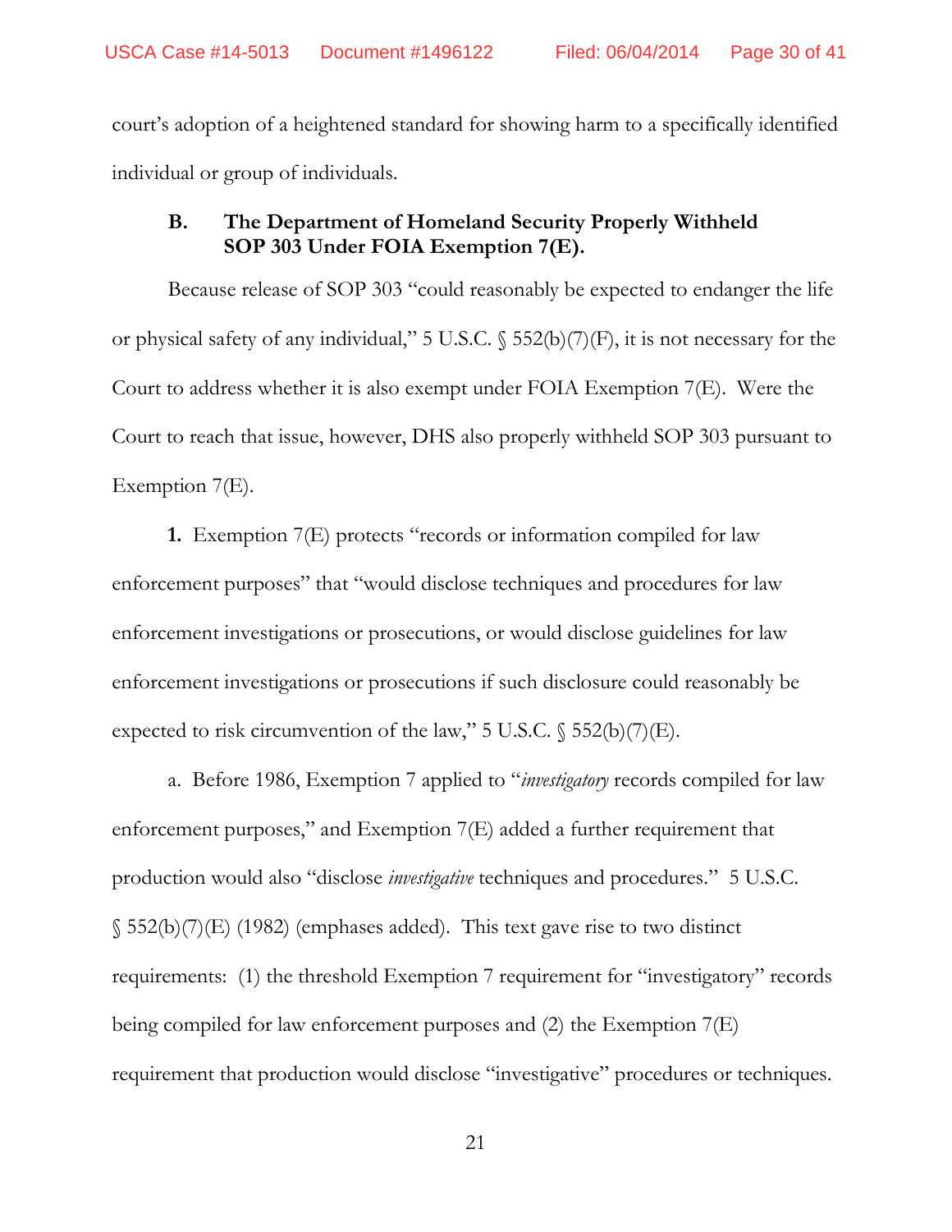court's adoption of a heightened standard for showing harm to a specifically identified individual or group of individuals.

### B. The Department of Homeland Security Properly Withheld SOP 303 Under FOIA Exemption 7(E).

Because release of SOP 303 "could reasonably be expected to endanger the life or physical safety of any individual," 5 U.S.C. § 552(b)(7)(F), it is not necessary for the Court to address whether it is also exempt under FOIA Exemption 7(E). Were the Court to reach that issue, however, DHS also properly withheld SOP 303 pursuant to Exemption 7(E).

**1.** Exemption 7(E) protects "records or information compiled for law enforcement purposes" that "would disclose techniques and procedures for law enforcement investigations or prosecutions, or would disclose guidelines for law enforcement investigations or prosecutions if such disclosure could reasonably be expected to risk circumvention of the law," 5 U.S.C. § 552(b)(7)(E).

a. Before 1986, Exemption 7 applied to "*investigatory* records compiled for law enforcement purposes," and Exemption 7(E) added a further requirement that production would also "disclose *investigative* techniques and procedures." 5 U.S.C. § 552(b)(7)(E) (1982) (emphases added). This text gave rise to two distinct requirements: (1) the threshold Exemption 7 requirement for "investigatory" records being compiled for law enforcement purposes and (2) the Exemption 7(E) requirement that production would disclose "investigative" procedures or techniques.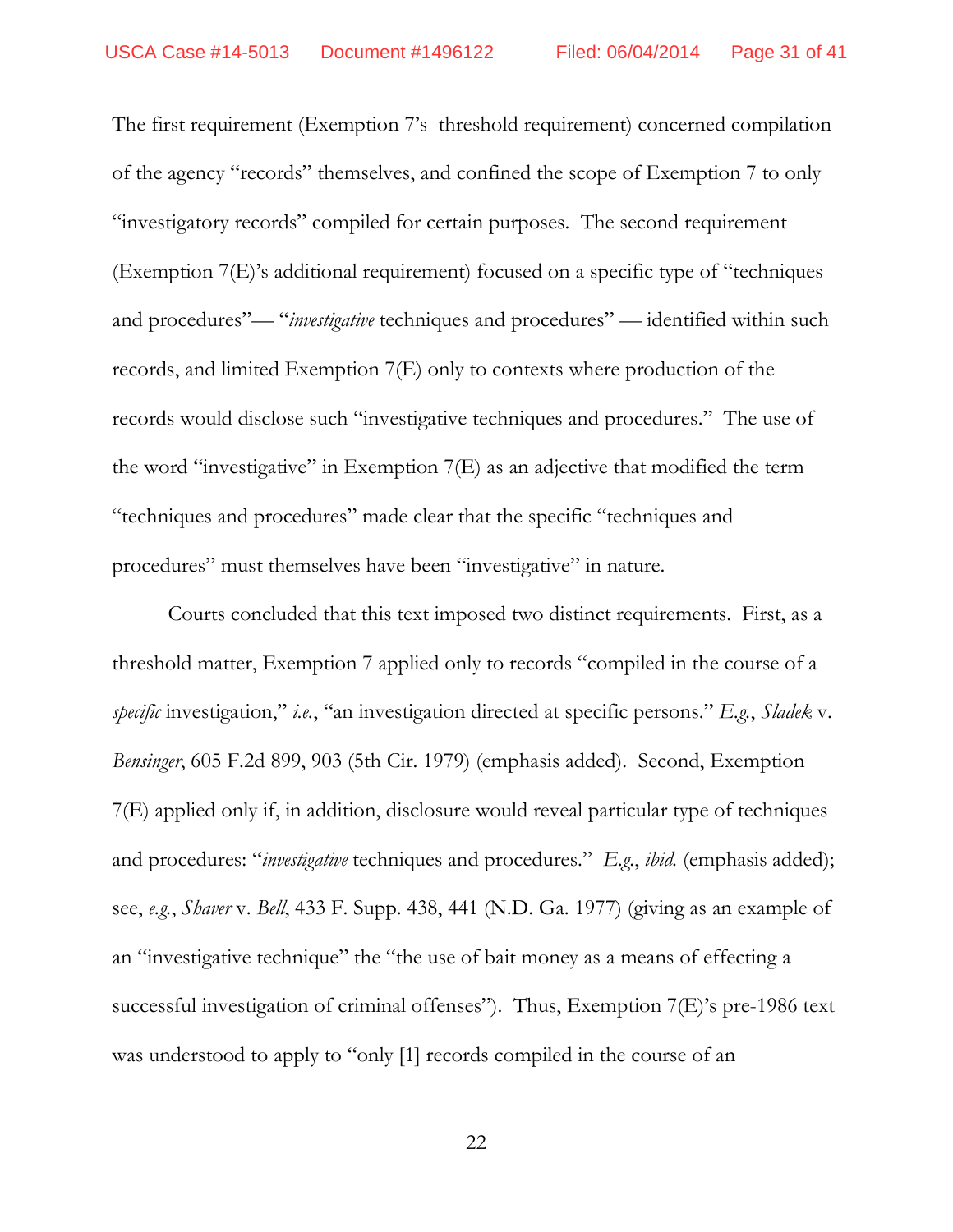The first requirement (Exemption 7's threshold requirement) concerned compilation of the agency "records" themselves, and confined the scope of Exemption 7 to only "investigatory records" compiled for certain purposes. The second requirement (Exemption 7(E)'s additional requirement) focused on a specific type of "techniques and procedures"— "*investigative* techniques and procedures" — identified within such records, and limited Exemption 7(E) only to contexts where production of the records would disclose such "investigative techniques and procedures." The use of the word "investigative" in Exemption 7(E) as an adjective that modified the term "techniques and procedures" made clear that the specific "techniques and procedures" must themselves have been "investigative" in nature.

Courts concluded that this text imposed two distinct requirements. First, as a threshold matter, Exemption 7 applied only to records "compiled in the course of a *specific* investigation," *i.e.*, "an investigation directed at specific persons." *E.g.*, *Sladek* v. *Bensinger*, 605 F.2d 899, 903 (5th Cir. 1979) (emphasis added). Second, Exemption 7(E) applied only if, in addition, disclosure would reveal particular type of techniques and procedures: "*investigative* techniques and procedures." *E.g.*, *ibid.* (emphasis added); see, *e.g.*, *Shaver* v. *Bell*, 433 F. Supp. 438, 441 (N.D. Ga. 1977) (giving as an example of an "investigative technique" the "the use of bait money as a means of effecting a successful investigation of criminal offenses"). Thus, Exemption 7(E)'s pre-1986 text was understood to apply to "only [1] records compiled in the course of an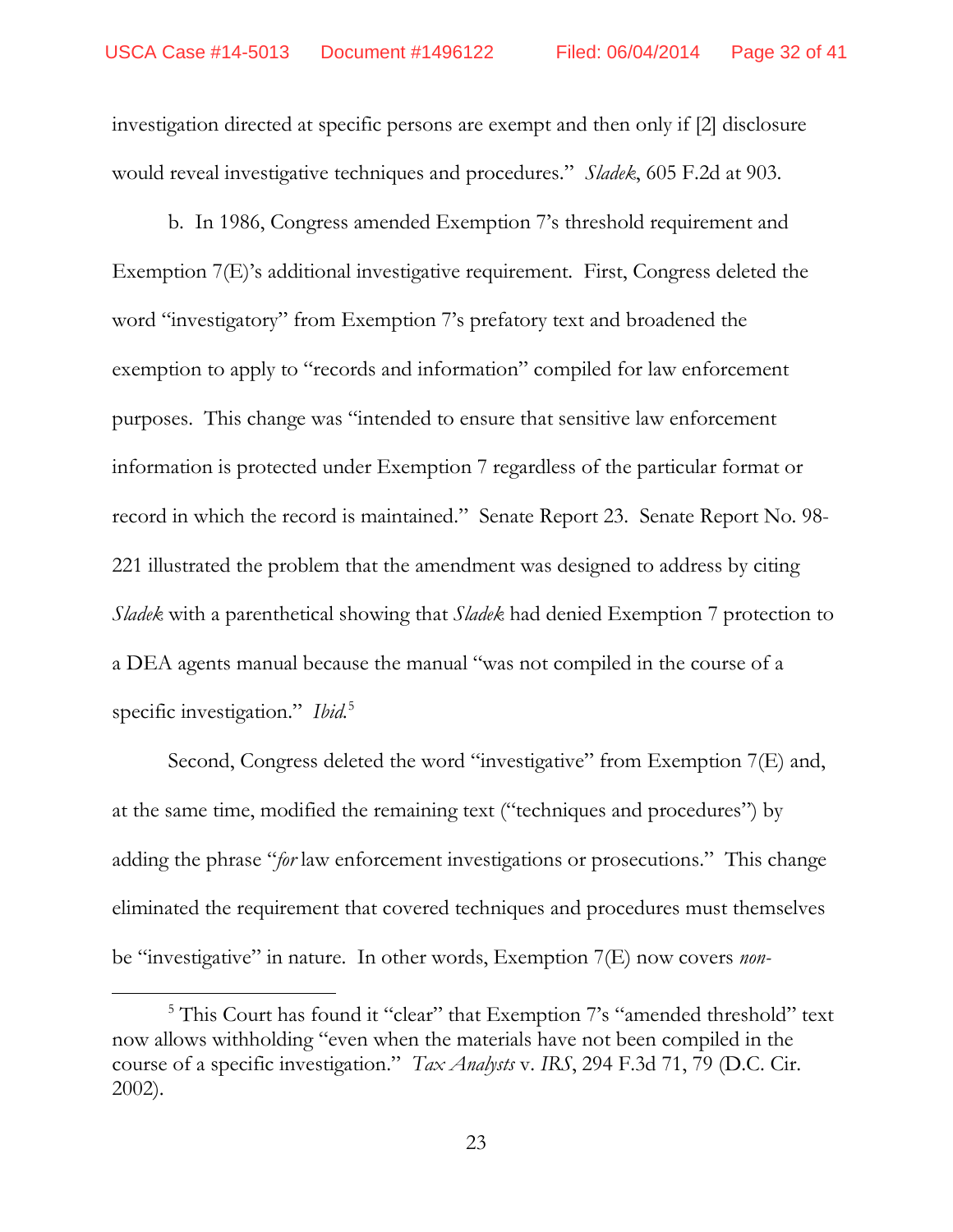investigation directed at specific persons are exempt and then only if [2] disclosure would reveal investigative techniques and procedures." *Sladek*, 605 F.2d at 903.

b. In 1986, Congress amended Exemption 7's threshold requirement and Exemption 7(E)'s additional investigative requirement. First, Congress deleted the word "investigatory" from Exemption 7's prefatory text and broadened the exemption to apply to "records and information" compiled for law enforcement purposes. This change was "intended to ensure that sensitive law enforcement information is protected under Exemption 7 regardless of the particular format or record in which the record is maintained." Senate Report 23. Senate Report No. 98-221 illustrated the problem that the amendment was designed to address by citing *Sladek* with a parenthetical showing that *Sladek* had denied Exemption 7 protection to a DEA agents manual because the manual "was not compiled in the course of a specific investigation." *Ibid.*[5]

Second, Congress deleted the word "investigative" from Exemption 7(E) and, at the same time, modified the remaining text ("techniques and procedures") by adding the phrase "*for* law enforcement investigations or prosecutions." This change eliminated the requirement that covered techniques and procedures must themselves be "investigative" in nature. In other words, Exemption 7(E) now covers *non-*

[5] This Court has found it "clear" that Exemption 7's "amended threshold" text now allows withholding "even when the materials have not been compiled in the course of a specific investigation." *Tax Analysts* v. *IRS*, 294 F.3d 71, 79 (D.C. Cir. 2002).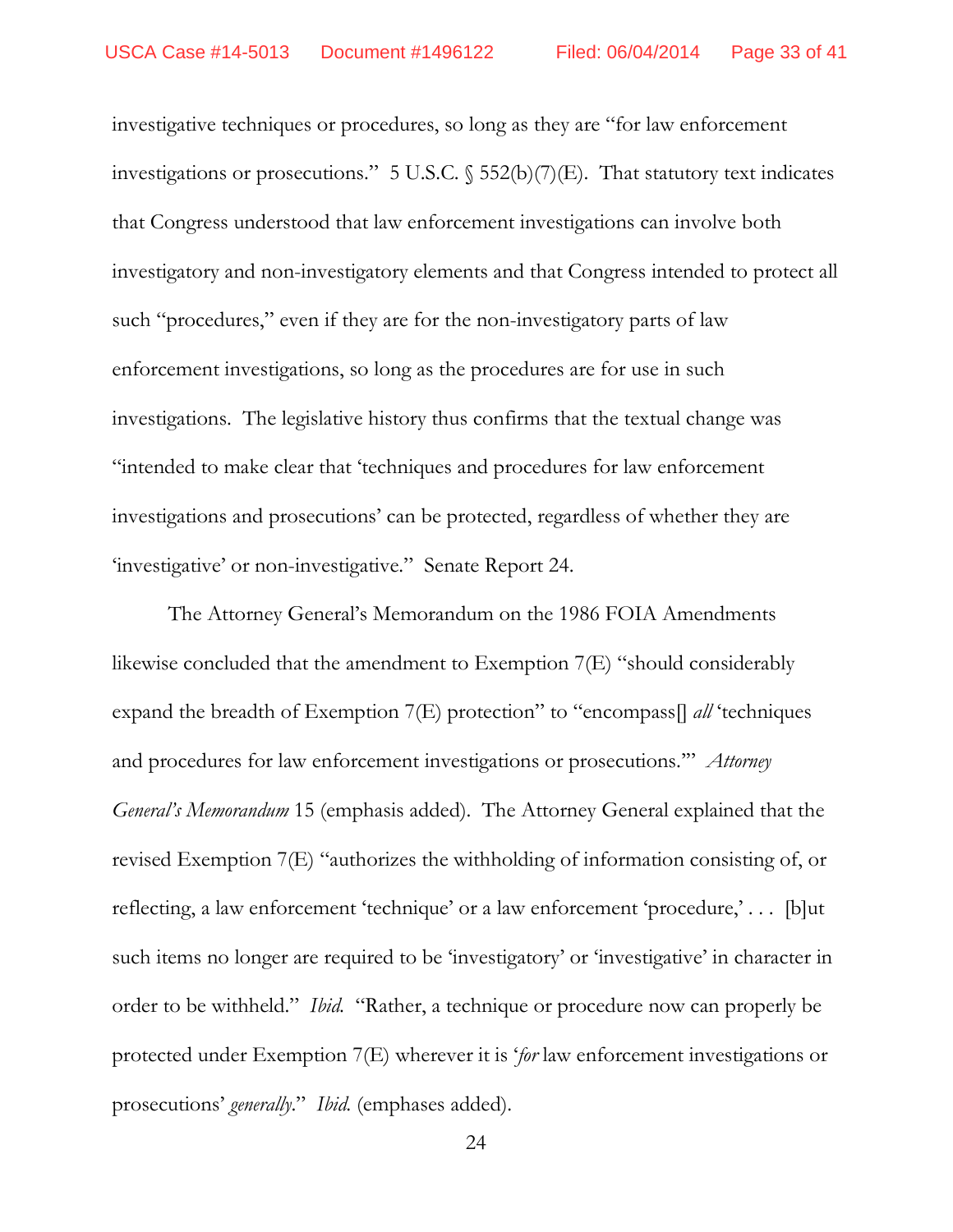investigative techniques or procedures, so long as they are "for law enforcement investigations or prosecutions." 5 U.S.C. § 552(b)(7)(E). That statutory text indicates that Congress understood that law enforcement investigations can involve both investigatory and non-investigatory elements and that Congress intended to protect all such "procedures," even if they are for the non-investigatory parts of law enforcement investigations, so long as the procedures are for use in such investigations. The legislative history thus confirms that the textual change was "intended to make clear that 'techniques and procedures for law enforcement investigations and prosecutions' can be protected, regardless of whether they are 'investigative' or non-investigative." Senate Report 24.

The Attorney General's Memorandum on the 1986 FOIA Amendments likewise concluded that the amendment to Exemption 7(E) "should considerably expand the breadth of Exemption 7(E) protection" to "encompass[] *all* 'techniques and procedures for law enforcement investigations or prosecutions.'" *Attorney General's Memorandum* 15 (emphasis added). The Attorney General explained that the revised Exemption 7(E) "authorizes the withholding of information consisting of, or reflecting, a law enforcement 'technique' or a law enforcement 'procedure,' . . . [b]ut such items no longer are required to be 'investigatory' or 'investigative' in character in order to be withheld." *Ibid.* "Rather, a technique or procedure now can properly be protected under Exemption 7(E) wherever it is '*for* law enforcement investigations or prosecutions' *generally*." *Ibid.* (emphases added).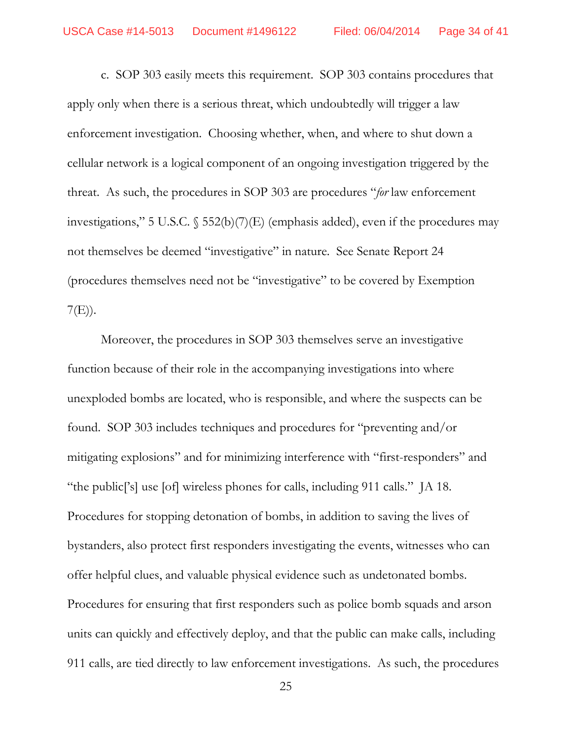c. SOP 303 easily meets this requirement. SOP 303 contains procedures that apply only when there is a serious threat, which undoubtedly will trigger a law enforcement investigation. Choosing whether, when, and where to shut down a cellular network is a logical component of an ongoing investigation triggered by the threat. As such, the procedures in SOP 303 are procedures "*for* law enforcement investigations," 5 U.S.C. § 552(b)(7)(E) (emphasis added), even if the procedures may not themselves be deemed "investigative" in nature. See Senate Report 24 (procedures themselves need not be "investigative" to be covered by Exemption 7(E)).

Moreover, the procedures in SOP 303 themselves serve an investigative function because of their role in the accompanying investigations into where unexploded bombs are located, who is responsible, and where the suspects can be found. SOP 303 includes techniques and procedures for "preventing and/or mitigating explosions" and for minimizing interference with "first-responders" and "the public['s] use [of] wireless phones for calls, including 911 calls." JA 18. Procedures for stopping detonation of bombs, in addition to saving the lives of bystanders, also protect first responders investigating the events, witnesses who can offer helpful clues, and valuable physical evidence such as undetonated bombs. Procedures for ensuring that first responders such as police bomb squads and arson units can quickly and effectively deploy, and that the public can make calls, including 911 calls, are tied directly to law enforcement investigations. As such, the procedures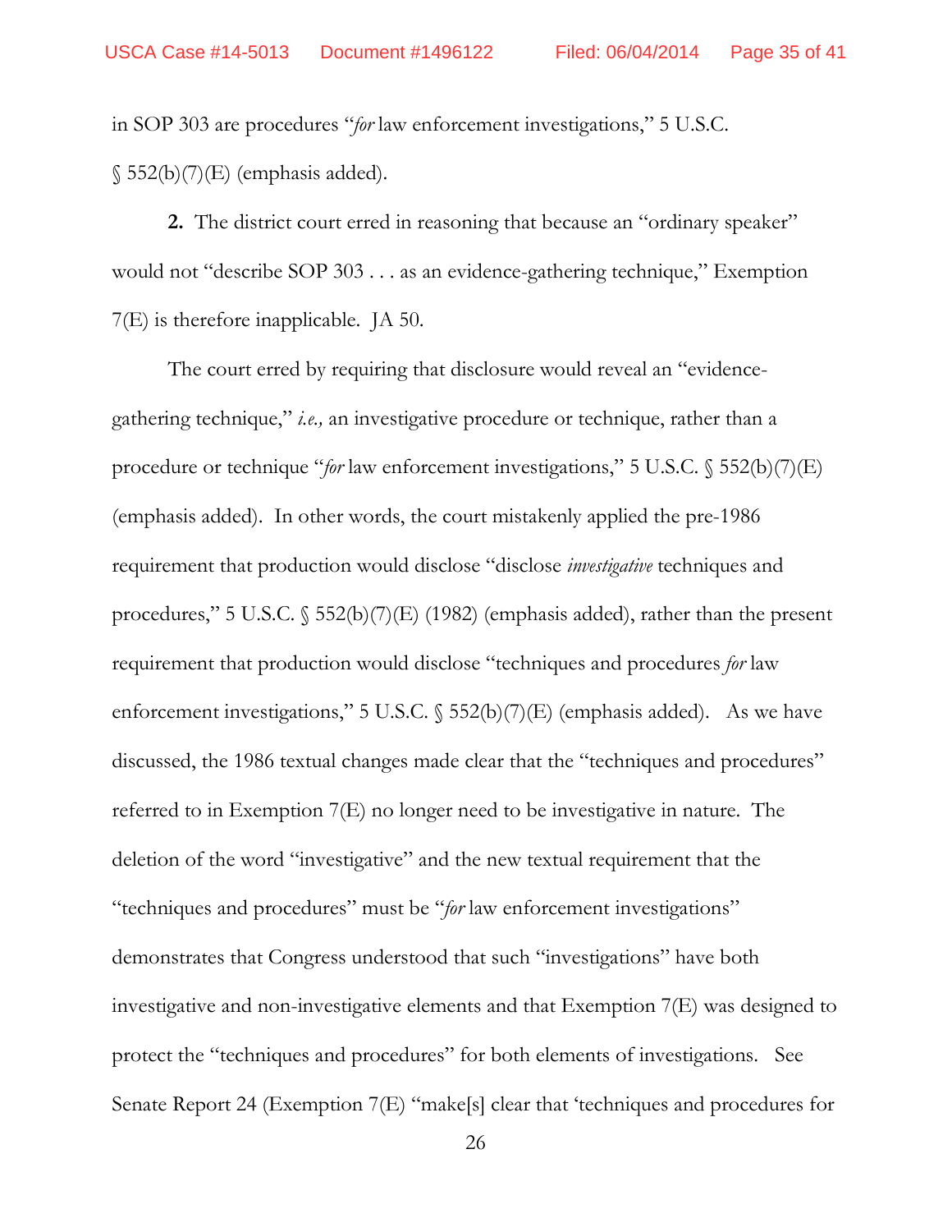in SOP 303 are procedures "*for* law enforcement investigations," 5 U.S.C. § 552(b)(7)(E) (emphasis added).

**2.** The district court erred in reasoning that because an "ordinary speaker" would not "describe SOP 303 . . . as an evidence-gathering technique," Exemption 7(E) is therefore inapplicable. JA 50.

The court erred by requiring that disclosure would reveal an "evidence-gathering technique," *i.e.,* an investigative procedure or technique, rather than a procedure or technique "*for* law enforcement investigations," 5 U.S.C. § 552(b)(7)(E) (emphasis added). In other words, the court mistakenly applied the pre-1986 requirement that production would disclose "disclose *investigative* techniques and procedures," 5 U.S.C. § 552(b)(7)(E) (1982) (emphasis added), rather than the present requirement that production would disclose "techniques and procedures *for* law enforcement investigations," 5 U.S.C. § 552(b)(7)(E) (emphasis added). As we have discussed, the 1986 textual changes made clear that the "techniques and procedures" referred to in Exemption 7(E) no longer need to be investigative in nature. The deletion of the word "investigative" and the new textual requirement that the "techniques and procedures" must be "*for* law enforcement investigations" demonstrates that Congress understood that such "investigations" have both investigative and non-investigative elements and that Exemption 7(E) was designed to protect the "techniques and procedures" for both elements of investigations. See Senate Report 24 (Exemption 7(E) "make[s] clear that 'techniques and procedures for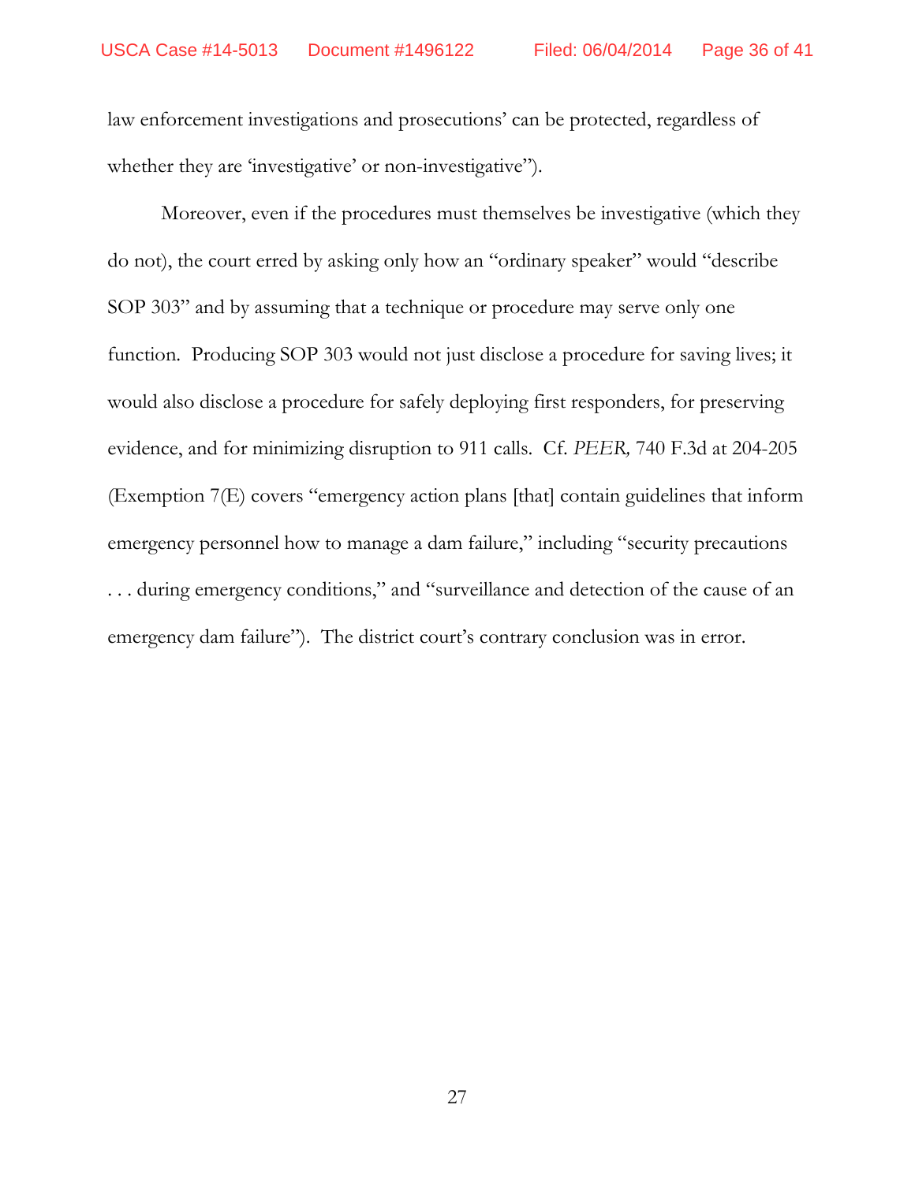law enforcement investigations and prosecutions' can be protected, regardless of whether they are 'investigative' or non-investigative").

Moreover, even if the procedures must themselves be investigative (which they do not), the court erred by asking only how an "ordinary speaker" would "describe SOP 303" and by assuming that a technique or procedure may serve only one function. Producing SOP 303 would not just disclose a procedure for saving lives; it would also disclose a procedure for safely deploying first responders, for preserving evidence, and for minimizing disruption to 911 calls. Cf. *PEER,* 740 F.3d at 204-205 (Exemption 7(E) covers "emergency action plans [that] contain guidelines that inform emergency personnel how to manage a dam failure," including "security precautions . . . during emergency conditions," and "surveillance and detection of the cause of an emergency dam failure"). The district court's contrary conclusion was in error.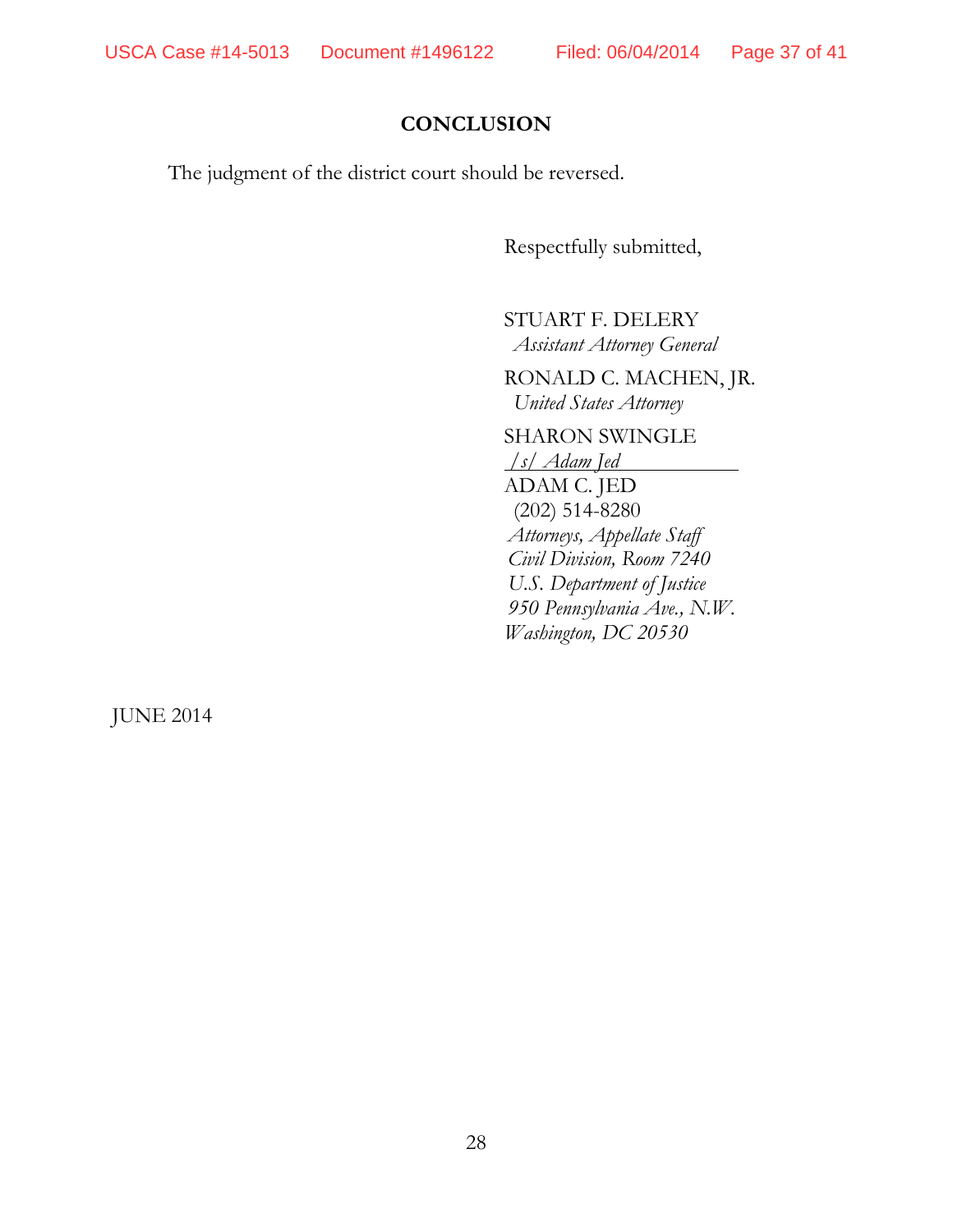## CONCLUSION

The judgment of the district court should be reversed.

Respectfully submitted,

STUART F. DELERY
*Assistant Attorney General*

RONALD C. MACHEN, JR.
*United States Attorney*

SHARON SWINGLE
*/s/ Adam Jed*
ADAM C. JED
(202) 514-8280
*Attorneys, Appellate Staff*
*Civil Division, Room 7240*
*U.S. Department of Justice*
*950 Pennsylvania Ave., N.W.*
*Washington, DC 20530*

JUNE 2014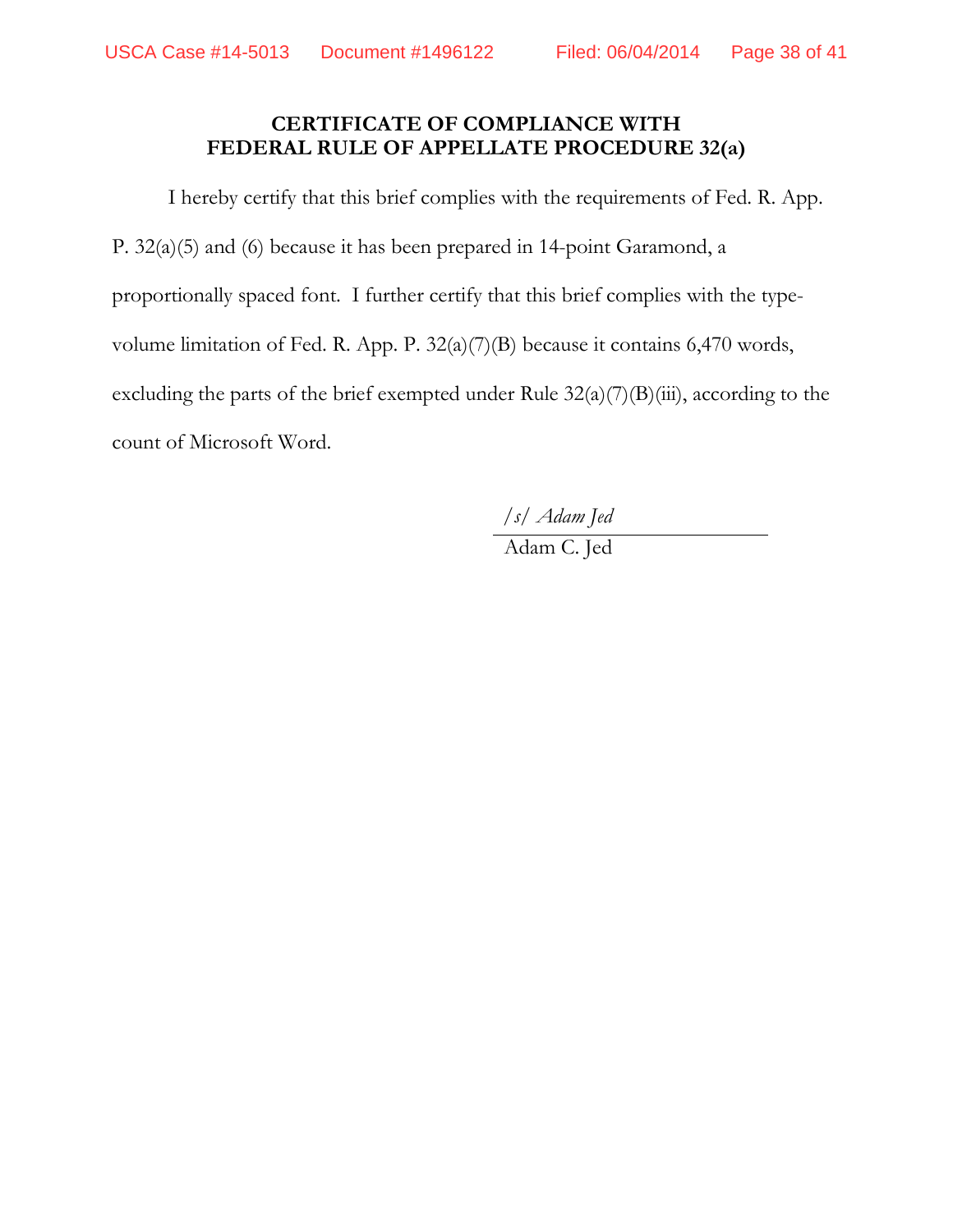## CERTIFICATE OF COMPLIANCE WITH FEDERAL RULE OF APPELLATE PROCEDURE 32(a)

I hereby certify that this brief complies with the requirements of Fed. R. App. P. 32(a)(5) and (6) because it has been prepared in 14-point Garamond, a proportionally spaced font. I further certify that this brief complies with the type-volume limitation of Fed. R. App. P. 32(a)(7)(B) because it contains 6,470 words, excluding the parts of the brief exempted under Rule 32(a)(7)(B)(iii), according to the count of Microsoft Word.

*/s/ Adam Jed*
Adam C. Jed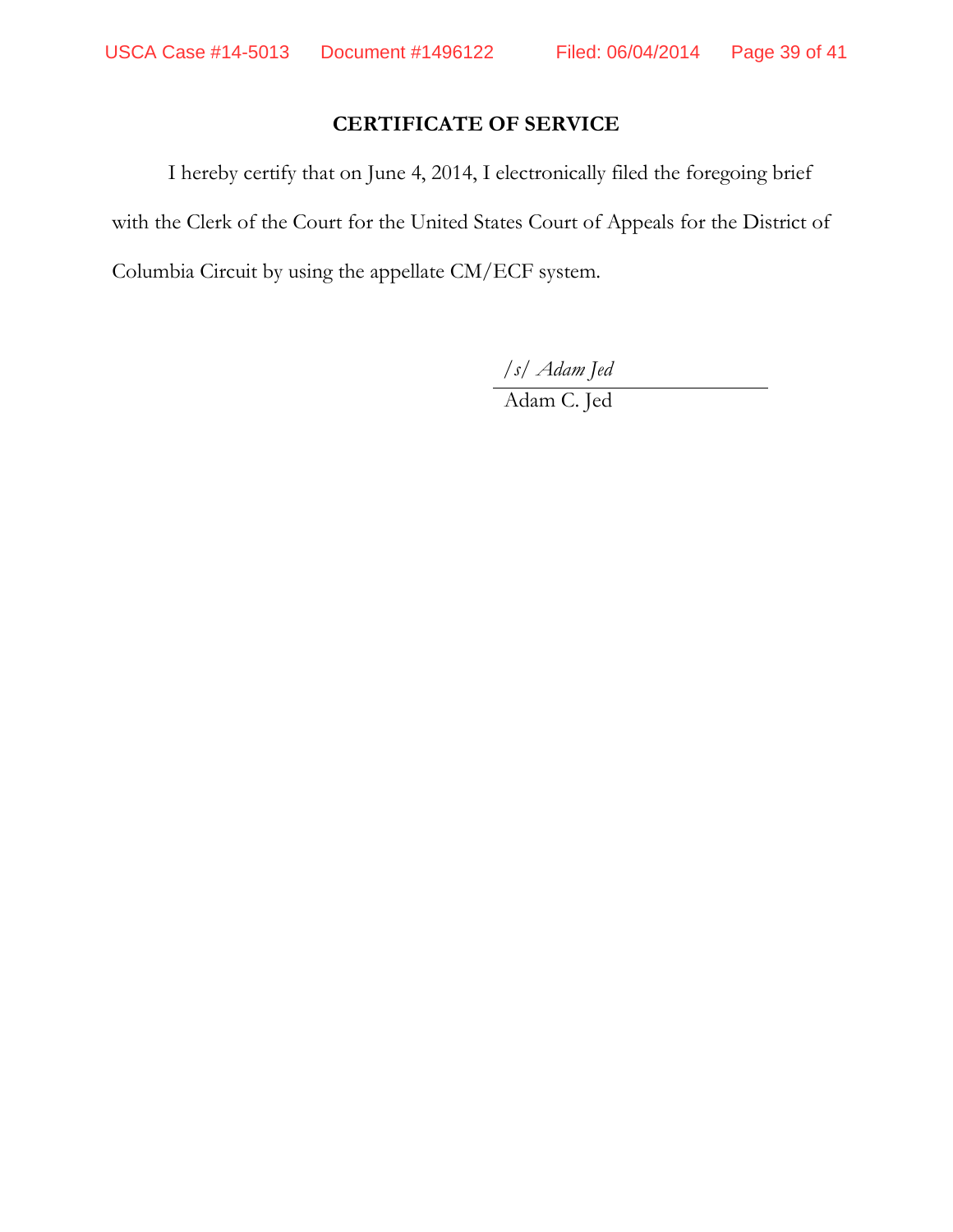## CERTIFICATE OF SERVICE

I hereby certify that on June 4, 2014, I electronically filed the foregoing brief with the Clerk of the Court for the United States Court of Appeals for the District of Columbia Circuit by using the appellate CM/ECF system.

*/s/ Adam Jed*
Adam C. Jed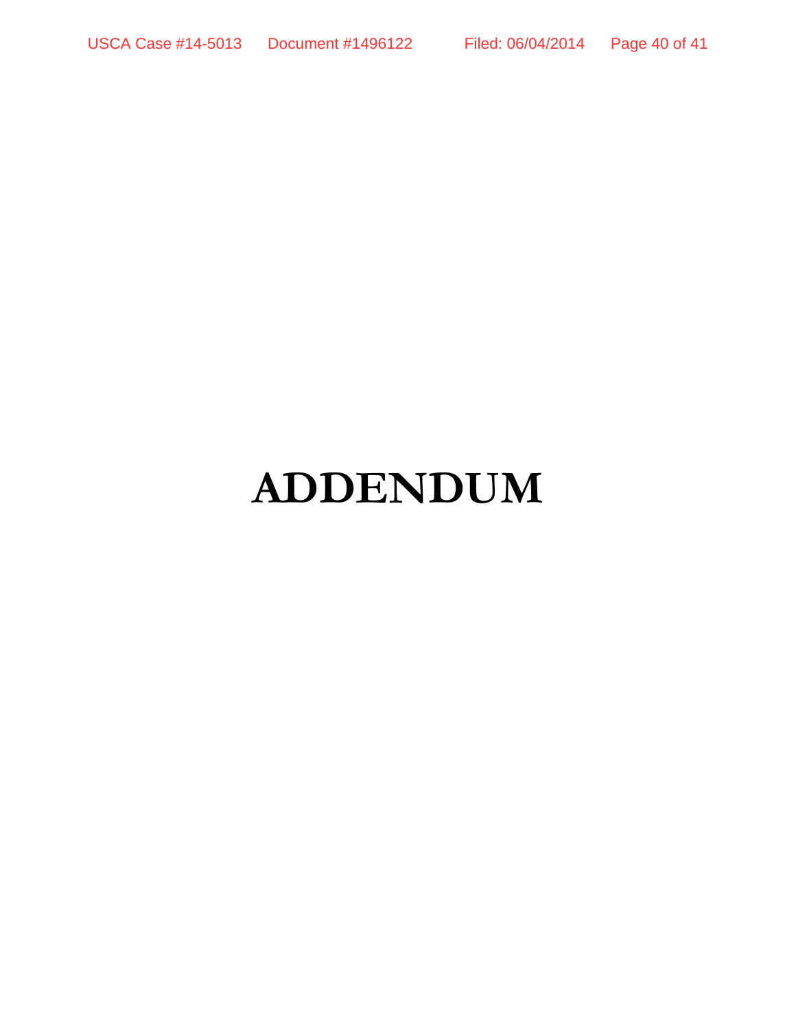# ADDENDUM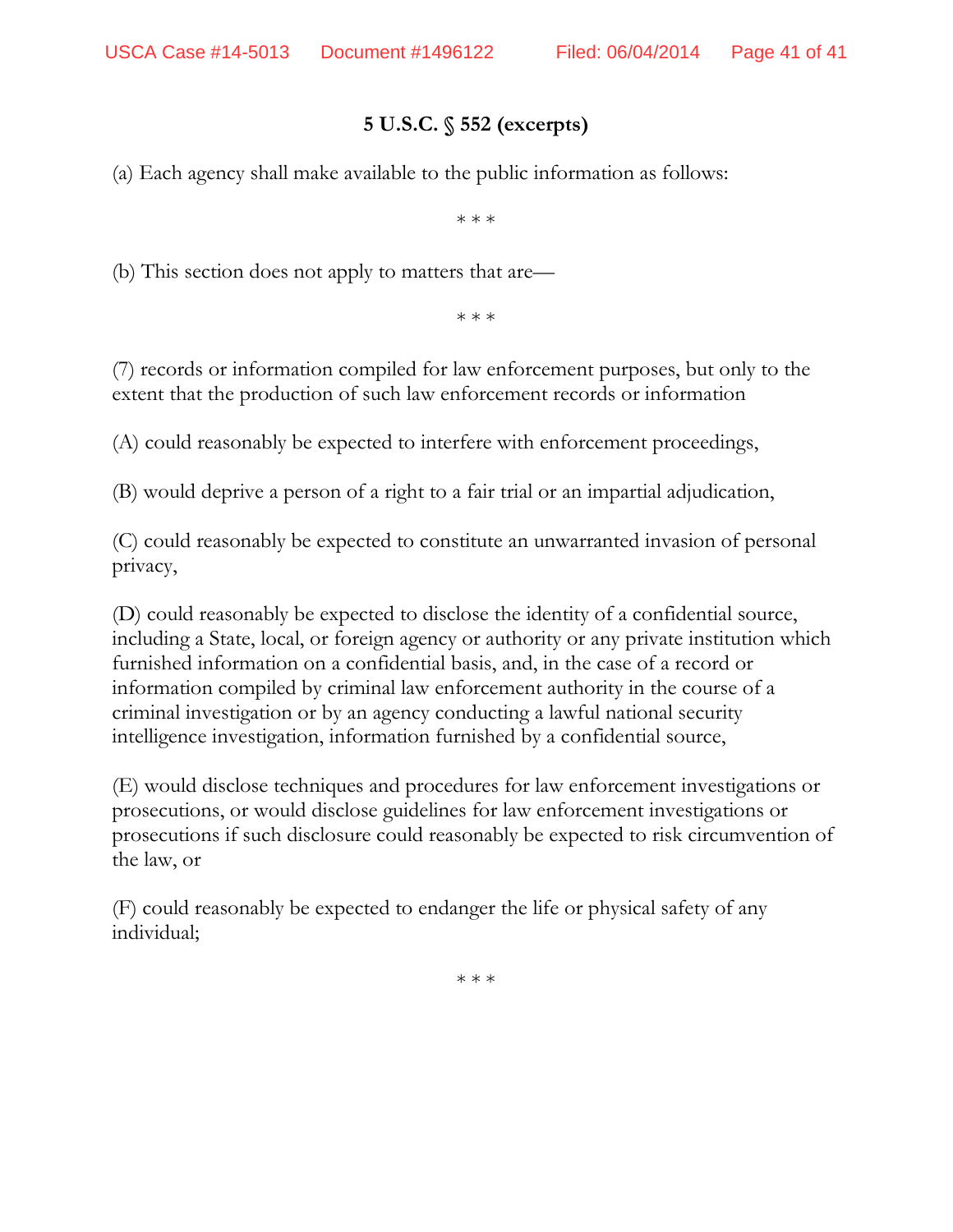**5 U.S.C. § 552 (excerpts)**

(a) Each agency shall make available to the public information as follows:

\* \* \*

(b) This section does not apply to matters that are—

\* \* \*

(7) records or information compiled for law enforcement purposes, but only to the extent that the production of such law enforcement records or information

(A) could reasonably be expected to interfere with enforcement proceedings,

(B) would deprive a person of a right to a fair trial or an impartial adjudication,

(C) could reasonably be expected to constitute an unwarranted invasion of personal privacy,

(D) could reasonably be expected to disclose the identity of a confidential source, including a State, local, or foreign agency or authority or any private institution which furnished information on a confidential basis, and, in the case of a record or information compiled by criminal law enforcement authority in the course of a criminal investigation or by an agency conducting a lawful national security intelligence investigation, information furnished by a confidential source,

(E) would disclose techniques and procedures for law enforcement investigations or prosecutions, or would disclose guidelines for law enforcement investigations or prosecutions if such disclosure could reasonably be expected to risk circumvention of the law, or

(F) could reasonably be expected to endanger the life or physical safety of any individual;

\* \* \*